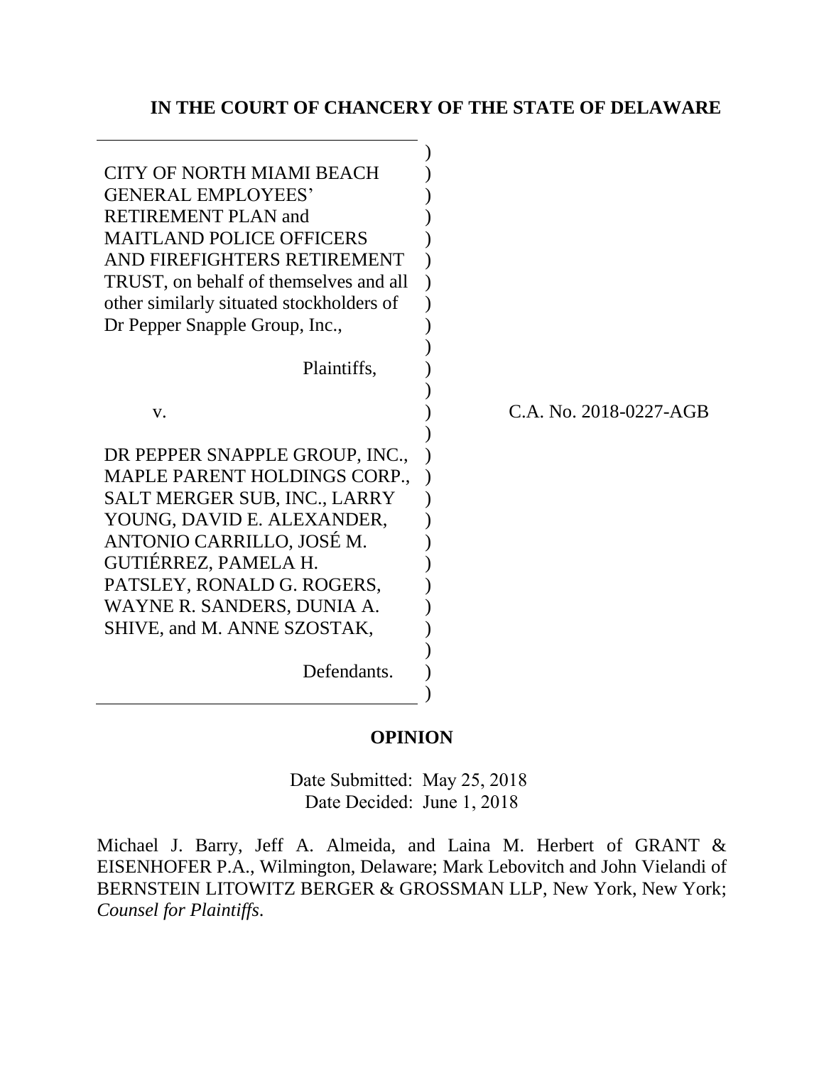**IN THE COURT OF CHANCERY OF THE STATE OF DELAWARE**

CITY OF NORTH MIAMI BEACH GENERAL EMPLOYEES' RETIREMENT PLAN and MAITLAND POLICE OFFICERS AND FIREFIGHTERS RETIREMENT TRUST, on behalf of themselves and all other similarly situated stockholders of Dr Pepper Snapple Group, Inc.,

Plaintiffs,

v.

DR PEPPER SNAPPLE GROUP, INC., MAPLE PARENT HOLDINGS CORP., SALT MERGER SUB, INC., LARRY YOUNG, DAVID E. ALEXANDER, ANTONIO CARRILLO, JOSÉ M. GUTIÉRREZ, PAMELA H. PATSLEY, RONALD G. ROGERS, WAYNE R. SANDERS, DUNIA A. SHIVE, and M. ANNE SZOSTAK,

Defendants.

C.A. No. 2018-0227-AGB

**OPINION**

Date Submitted: May 25, 2018
Date Decided: June 1, 2018

Michael J. Barry, Jeff A. Almeida, and Laina M. Herbert of GRANT & EISENHOFER P.A., Wilmington, Delaware; Mark Lebovitch and John Vielandi of BERNSTEIN LITOWITZ BERGER & GROSSMAN LLP, New York, New York; *Counsel for Plaintiffs*.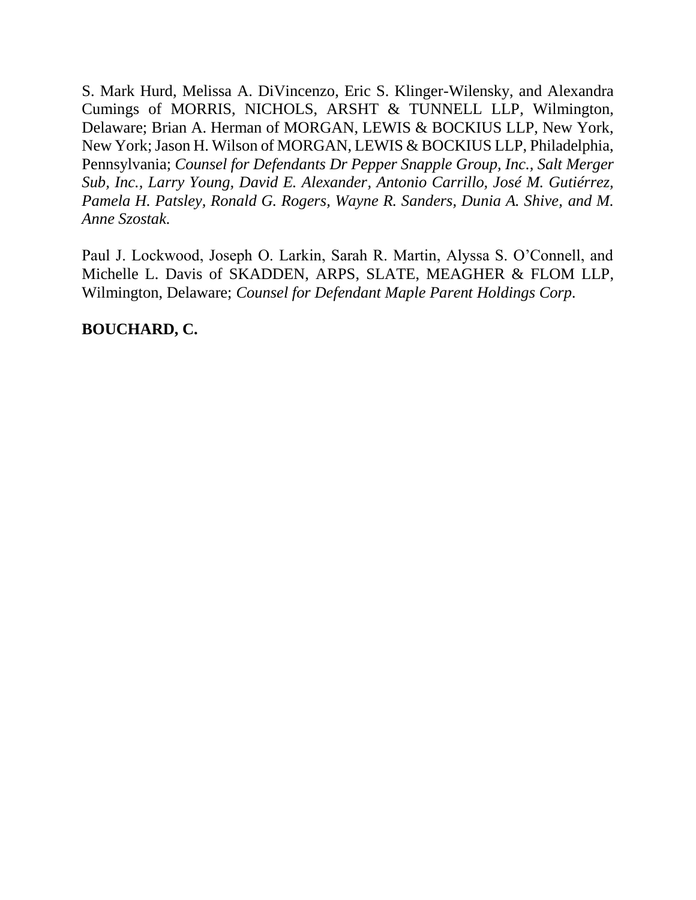S. Mark Hurd, Melissa A. DiVincenzo, Eric S. Klinger-Wilensky, and Alexandra Cumings of MORRIS, NICHOLS, ARSHT & TUNNELL LLP, Wilmington, Delaware; Brian A. Herman of MORGAN, LEWIS & BOCKIUS LLP, New York, New York; Jason H. Wilson of MORGAN, LEWIS & BOCKIUS LLP, Philadelphia, Pennsylvania; *Counsel for Defendants Dr Pepper Snapple Group, Inc., Salt Merger Sub, Inc., Larry Young, David E. Alexander, Antonio Carrillo, José M. Gutiérrez, Pamela H. Patsley, Ronald G. Rogers, Wayne R. Sanders, Dunia A. Shive, and M. Anne Szostak.*

Paul J. Lockwood, Joseph O. Larkin, Sarah R. Martin, Alyssa S. O'Connell, and Michelle L. Davis of SKADDEN, ARPS, SLATE, MEAGHER & FLOM LLP, Wilmington, Delaware; *Counsel for Defendant Maple Parent Holdings Corp.*

**BOUCHARD, C.**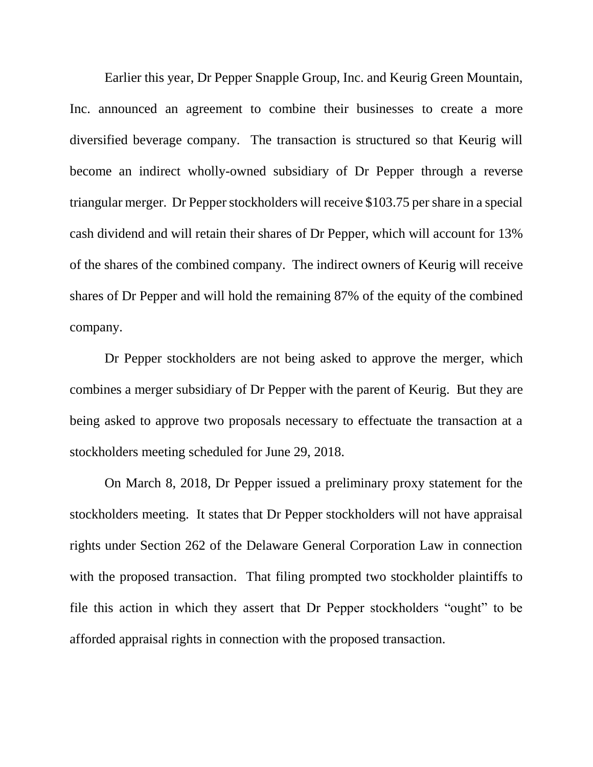Earlier this year, Dr Pepper Snapple Group, Inc. and Keurig Green Mountain, Inc. announced an agreement to combine their businesses to create a more diversified beverage company. The transaction is structured so that Keurig will become an indirect wholly-owned subsidiary of Dr Pepper through a reverse triangular merger. Dr Pepper stockholders will receive $103.75 per share in a special cash dividend and will retain their shares of Dr Pepper, which will account for 13% of the shares of the combined company. The indirect owners of Keurig will receive shares of Dr Pepper and will hold the remaining 87% of the equity of the combined company.

Dr Pepper stockholders are not being asked to approve the merger, which combines a merger subsidiary of Dr Pepper with the parent of Keurig. But they are being asked to approve two proposals necessary to effectuate the transaction at a stockholders meeting scheduled for June 29, 2018.

On March 8, 2018, Dr Pepper issued a preliminary proxy statement for the stockholders meeting. It states that Dr Pepper stockholders will not have appraisal rights under Section 262 of the Delaware General Corporation Law in connection with the proposed transaction. That filing prompted two stockholder plaintiffs to file this action in which they assert that Dr Pepper stockholders "ought" to be afforded appraisal rights in connection with the proposed transaction.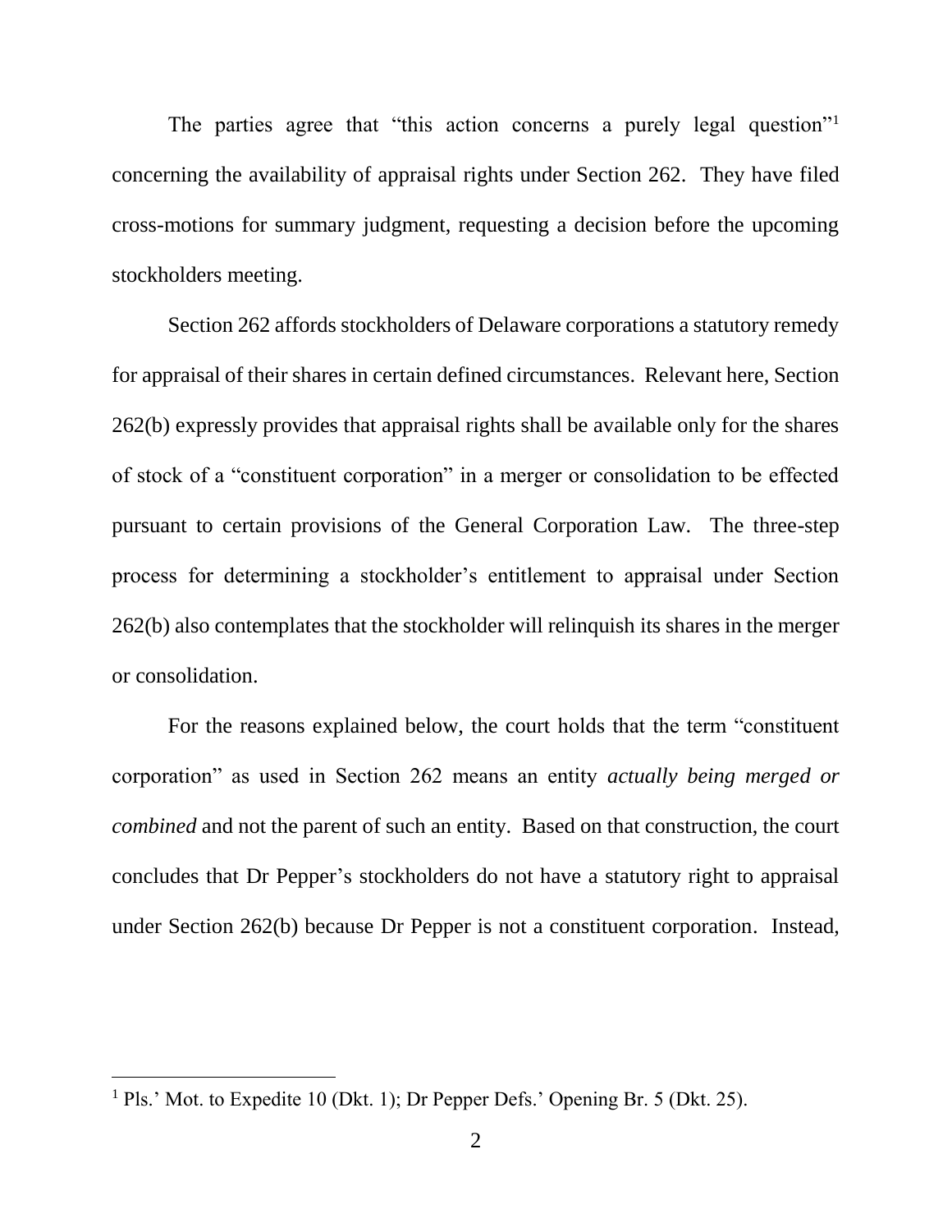The parties agree that "this action concerns a purely legal question"[1] concerning the availability of appraisal rights under Section 262. They have filed cross-motions for summary judgment, requesting a decision before the upcoming stockholders meeting.

Section 262 affords stockholders of Delaware corporations a statutory remedy for appraisal of their shares in certain defined circumstances. Relevant here, Section 262(b) expressly provides that appraisal rights shall be available only for the shares of stock of a "constituent corporation" in a merger or consolidation to be effected pursuant to certain provisions of the General Corporation Law. The three-step process for determining a stockholder's entitlement to appraisal under Section 262(b) also contemplates that the stockholder will relinquish its shares in the merger or consolidation.

For the reasons explained below, the court holds that the term "constituent corporation" as used in Section 262 means an entity *actually being merged or combined* and not the parent of such an entity. Based on that construction, the court concludes that Dr Pepper's stockholders do not have a statutory right to appraisal under Section 262(b) because Dr Pepper is not a constituent corporation. Instead,

---

[1] Pls.' Mot. to Expedite 10 (Dkt. 1); Dr Pepper Defs.' Opening Br. 5 (Dkt. 25).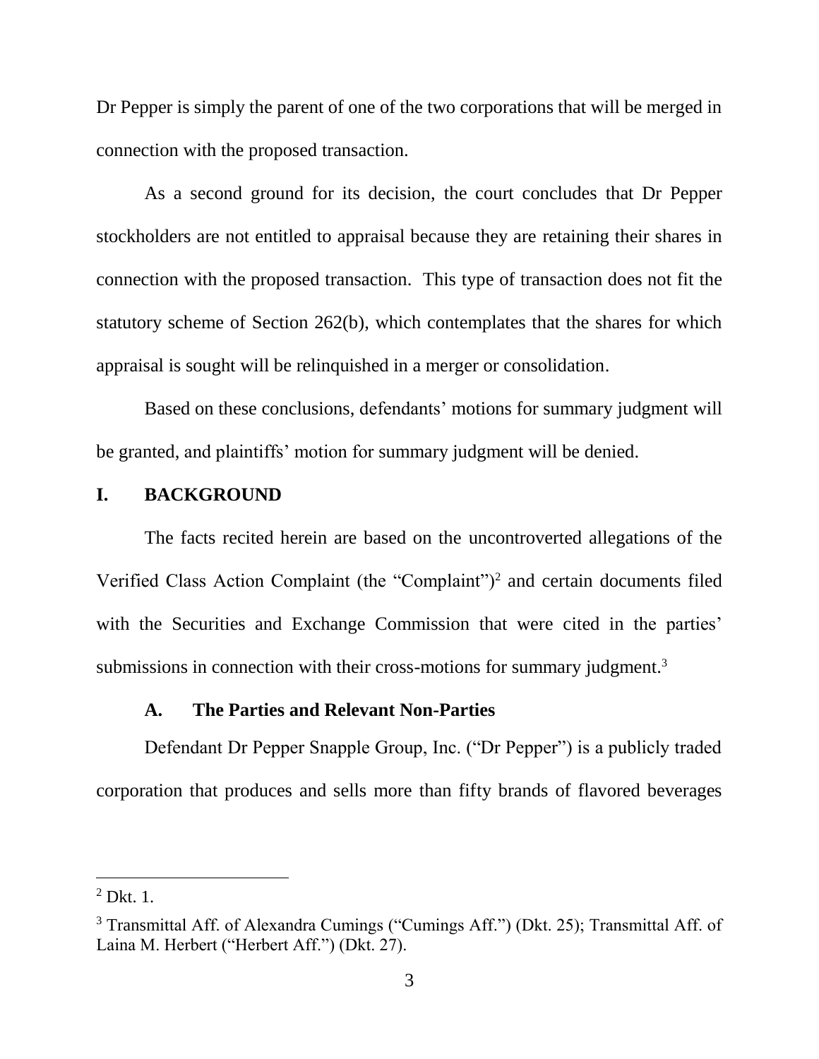Dr Pepper is simply the parent of one of the two corporations that will be merged in connection with the proposed transaction.

As a second ground for its decision, the court concludes that Dr Pepper stockholders are not entitled to appraisal because they are retaining their shares in connection with the proposed transaction. This type of transaction does not fit the statutory scheme of Section 262(b), which contemplates that the shares for which appraisal is sought will be relinquished in a merger or consolidation.

Based on these conclusions, defendants' motions for summary judgment will be granted, and plaintiffs' motion for summary judgment will be denied.

## I. BACKGROUND

The facts recited herein are based on the uncontroverted allegations of the Verified Class Action Complaint (the "Complaint")[2] and certain documents filed with the Securities and Exchange Commission that were cited in the parties' submissions in connection with their cross-motions for summary judgment.[3]

### A. The Parties and Relevant Non-Parties

Defendant Dr Pepper Snapple Group, Inc. ("Dr Pepper") is a publicly traded corporation that produces and sells more than fifty brands of flavored beverages

---

[2] Dkt. 1.

[3] Transmittal Aff. of Alexandra Cumings ("Cumings Aff.") (Dkt. 25); Transmittal Aff. of Laina M. Herbert ("Herbert Aff.") (Dkt. 27).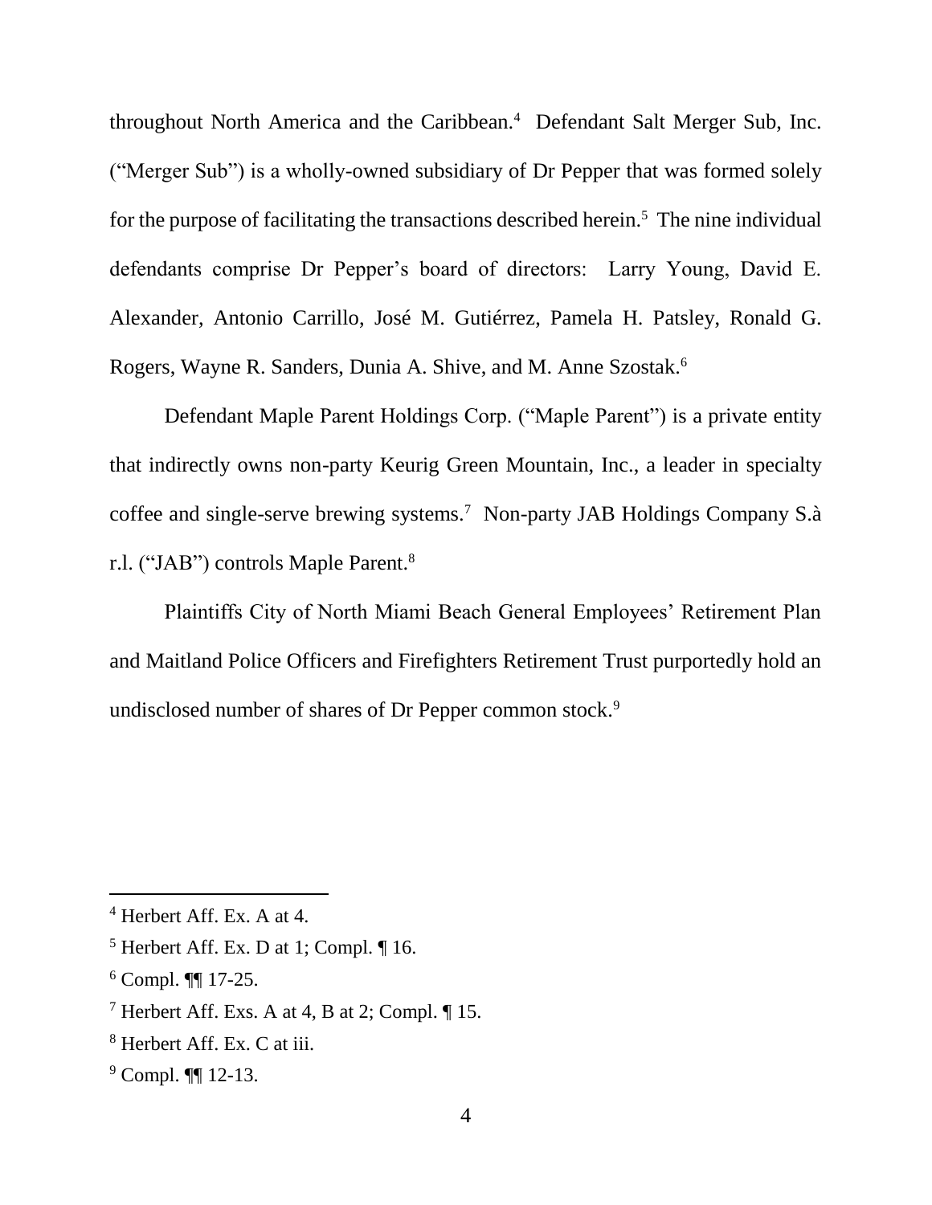throughout North America and the Caribbean.[4] Defendant Salt Merger Sub, Inc. ("Merger Sub") is a wholly-owned subsidiary of Dr Pepper that was formed solely for the purpose of facilitating the transactions described herein.[5] The nine individual defendants comprise Dr Pepper's board of directors: Larry Young, David E. Alexander, Antonio Carrillo, José M. Gutiérrez, Pamela H. Patsley, Ronald G. Rogers, Wayne R. Sanders, Dunia A. Shive, and M. Anne Szostak.[6]

Defendant Maple Parent Holdings Corp. ("Maple Parent") is a private entity that indirectly owns non-party Keurig Green Mountain, Inc., a leader in specialty coffee and single-serve brewing systems.[7] Non-party JAB Holdings Company S.à r.l. ("JAB") controls Maple Parent.[8]

Plaintiffs City of North Miami Beach General Employees' Retirement Plan and Maitland Police Officers and Firefighters Retirement Trust purportedly hold an undisclosed number of shares of Dr Pepper common stock.[9]

---

[4] Herbert Aff. Ex. A at 4.

[5] Herbert Aff. Ex. D at 1; Compl. ¶ 16.

[6] Compl. ¶¶ 17-25.

[7] Herbert Aff. Exs. A at 4, B at 2; Compl. ¶ 15.

[8] Herbert Aff. Ex. C at iii.

[9] Compl. ¶¶ 12-13.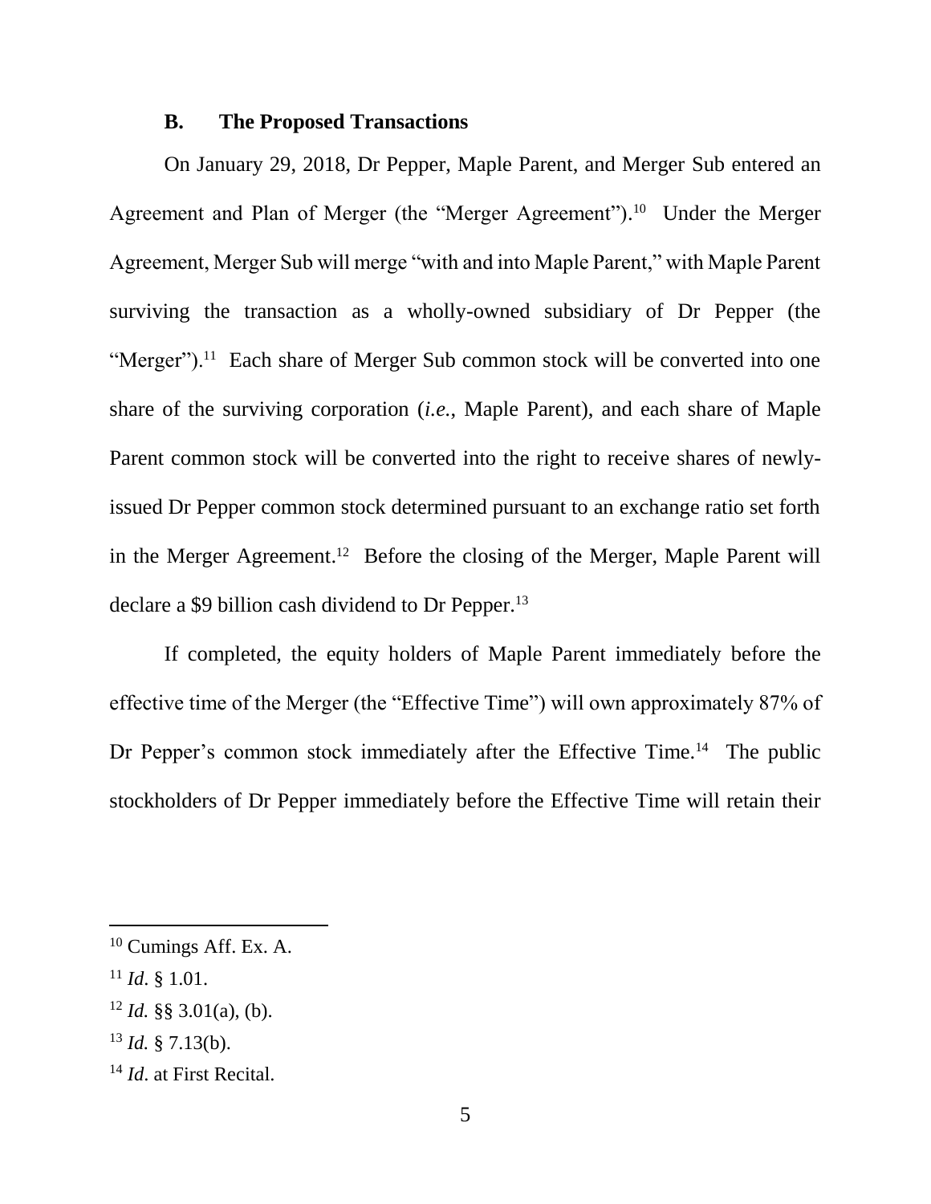### B. The Proposed Transactions

On January 29, 2018, Dr Pepper, Maple Parent, and Merger Sub entered an Agreement and Plan of Merger (the "Merger Agreement").[10] Under the Merger Agreement, Merger Sub will merge "with and into Maple Parent," with Maple Parent surviving the transaction as a wholly-owned subsidiary of Dr Pepper (the "Merger").[11] Each share of Merger Sub common stock will be converted into one share of the surviving corporation (*i.e.*, Maple Parent), and each share of Maple Parent common stock will be converted into the right to receive shares of newly-issued Dr Pepper common stock determined pursuant to an exchange ratio set forth in the Merger Agreement.[12] Before the closing of the Merger, Maple Parent will declare a $9 billion cash dividend to Dr Pepper.[13]

If completed, the equity holders of Maple Parent immediately before the effective time of the Merger (the "Effective Time") will own approximately 87% of Dr Pepper's common stock immediately after the Effective Time.[14] The public stockholders of Dr Pepper immediately before the Effective Time will retain their

---

[10] Cumings Aff. Ex. A.

[11] *Id*. § 1.01.

[12] *Id.* §§ 3.01(a), (b).

[13] *Id.* § 7.13(b).

[14] *Id*. at First Recital.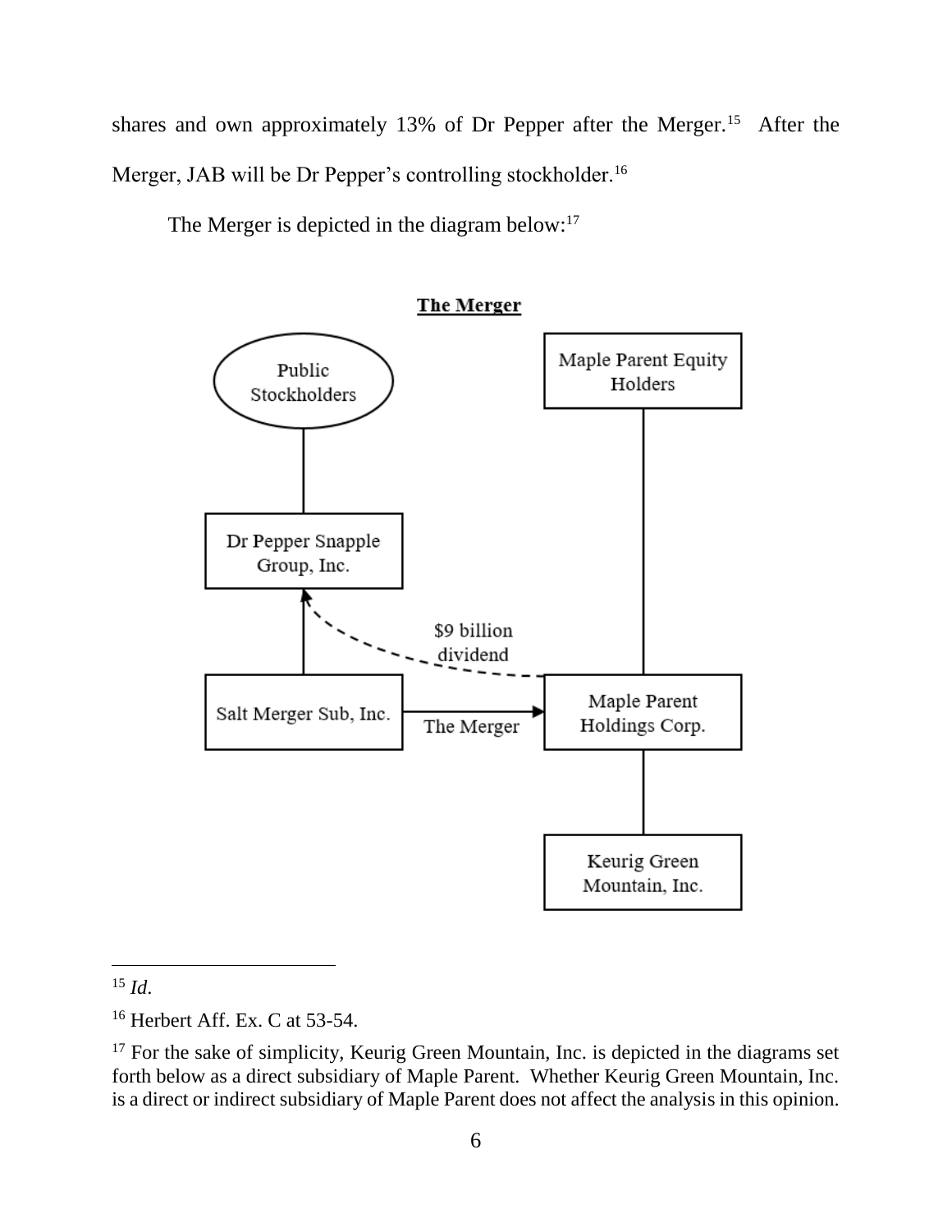shares and own approximately 13% of Dr Pepper after the Merger.[15] After the Merger, JAB will be Dr Pepper's controlling stockholder.[16]

The Merger is depicted in the diagram below:[17]

**The Merger**

Public Stockholders

Dr Pepper Snapple Group, Inc.

Salt Merger Sub, Inc.

$9 billion dividend

The Merger

Maple Parent Equity Holders

Maple Parent Holdings Corp.

Keurig Green Mountain, Inc.

---

[15] *Id*.

[16] Herbert Aff. Ex. C at 53-54.

[17] For the sake of simplicity, Keurig Green Mountain, Inc. is depicted in the diagrams set forth below as a direct subsidiary of Maple Parent. Whether Keurig Green Mountain, Inc. is a direct or indirect subsidiary of Maple Parent does not affect the analysis in this opinion.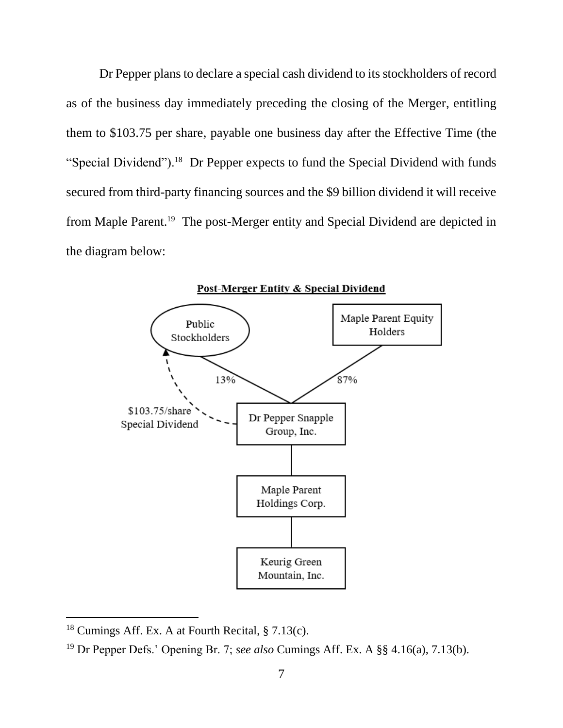Dr Pepper plans to declare a special cash dividend to its stockholders of record as of the business day immediately preceding the closing of the Merger, entitling them to $103.75 per share, payable one business day after the Effective Time (the "Special Dividend").[18] Dr Pepper expects to fund the Special Dividend with funds secured from third-party financing sources and the $9 billion dividend it will receive from Maple Parent.[19] The post-Merger entity and Special Dividend are depicted in the diagram below:

**Post-Merger Entity & Special Dividend**

Public Stockholders

Maple Parent Equity Holders

13%

87%

$103.75/share Special Dividend

Dr Pepper Snapple Group, Inc.

Maple Parent Holdings Corp.

Keurig Green Mountain, Inc.

---

[18] Cumings Aff. Ex. A at Fourth Recital, § 7.13(c).

[19] Dr Pepper Defs.' Opening Br. 7; *see also* Cumings Aff. Ex. A §§ 4.16(a), 7.13(b).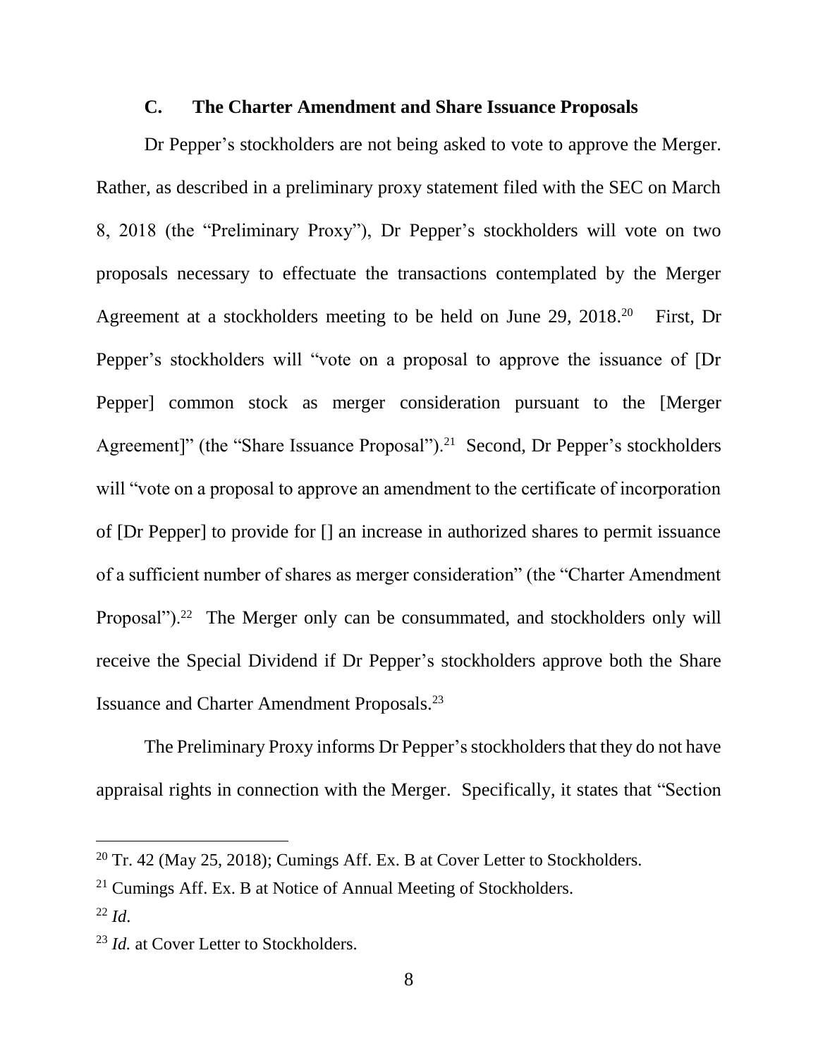### C. The Charter Amendment and Share Issuance Proposals

Dr Pepper's stockholders are not being asked to vote to approve the Merger. Rather, as described in a preliminary proxy statement filed with the SEC on March 8, 2018 (the "Preliminary Proxy"), Dr Pepper's stockholders will vote on two proposals necessary to effectuate the transactions contemplated by the Merger Agreement at a stockholders meeting to be held on June 29, 2018.[20] First, Dr Pepper's stockholders will "vote on a proposal to approve the issuance of [Dr Pepper] common stock as merger consideration pursuant to the [Merger Agreement]" (the "Share Issuance Proposal").[21] Second, Dr Pepper's stockholders will "vote on a proposal to approve an amendment to the certificate of incorporation of [Dr Pepper] to provide for [] an increase in authorized shares to permit issuance of a sufficient number of shares as merger consideration" (the "Charter Amendment Proposal").[22] The Merger only can be consummated, and stockholders only will receive the Special Dividend if Dr Pepper's stockholders approve both the Share Issuance and Charter Amendment Proposals.[23]

The Preliminary Proxy informs Dr Pepper's stockholders that they do not have appraisal rights in connection with the Merger. Specifically, it states that "Section

---

[20] Tr. 42 (May 25, 2018); Cumings Aff. Ex. B at Cover Letter to Stockholders.

[21] Cumings Aff. Ex. B at Notice of Annual Meeting of Stockholders.

[22] *Id*.

[23] *Id.* at Cover Letter to Stockholders.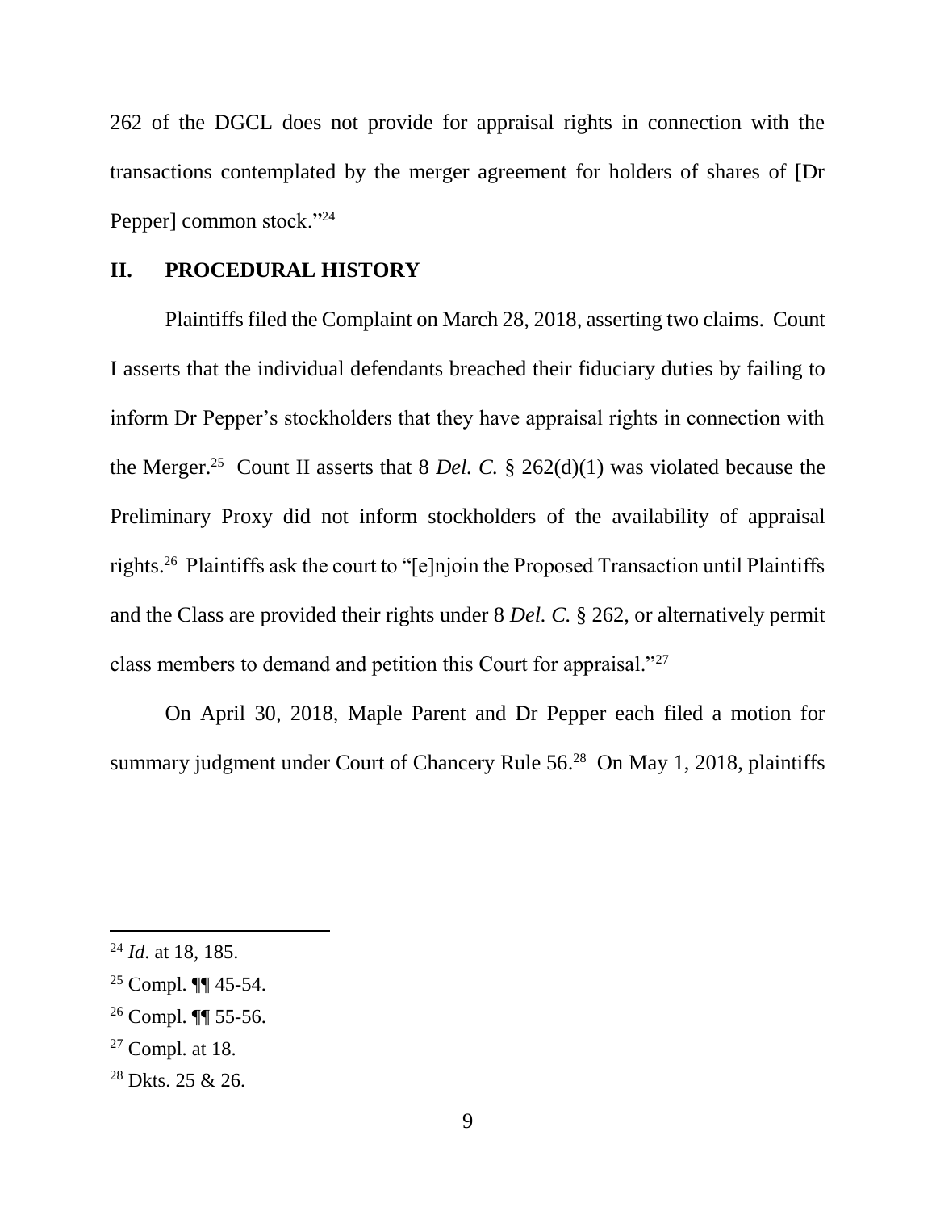262 of the DGCL does not provide for appraisal rights in connection with the transactions contemplated by the merger agreement for holders of shares of [Dr Pepper] common stock."[24]

## II. PROCEDURAL HISTORY

Plaintiffs filed the Complaint on March 28, 2018, asserting two claims. Count I asserts that the individual defendants breached their fiduciary duties by failing to inform Dr Pepper's stockholders that they have appraisal rights in connection with the Merger.[25] Count II asserts that 8 *Del. C.* § 262(d)(1) was violated because the Preliminary Proxy did not inform stockholders of the availability of appraisal rights.[26] Plaintiffs ask the court to "[e]njoin the Proposed Transaction until Plaintiffs and the Class are provided their rights under 8 *Del. C.* § 262, or alternatively permit class members to demand and petition this Court for appraisal."[27]

On April 30, 2018, Maple Parent and Dr Pepper each filed a motion for summary judgment under Court of Chancery Rule 56.[28] On May 1, 2018, plaintiffs

---

[24] *Id*. at 18, 185.

[25] Compl. ¶¶ 45-54.

[26] Compl. ¶¶ 55-56.

[27] Compl. at 18.

[28] Dkts. 25 & 26.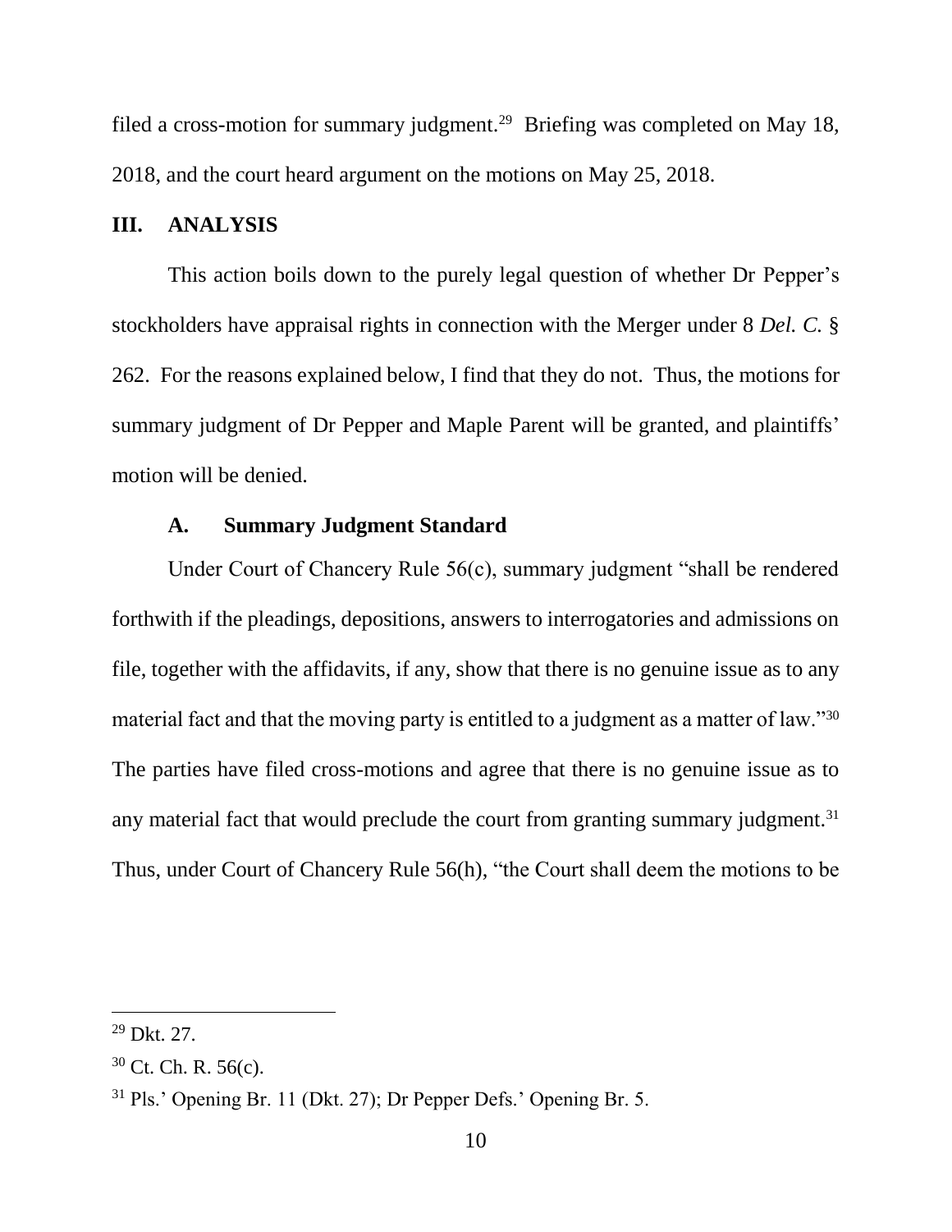filed a cross-motion for summary judgment.[29] Briefing was completed on May 18, 2018, and the court heard argument on the motions on May 25, 2018.

## III. ANALYSIS

This action boils down to the purely legal question of whether Dr Pepper's stockholders have appraisal rights in connection with the Merger under 8 *Del. C.* § 262. For the reasons explained below, I find that they do not. Thus, the motions for summary judgment of Dr Pepper and Maple Parent will be granted, and plaintiffs' motion will be denied.

### A. Summary Judgment Standard

Under Court of Chancery Rule 56(c), summary judgment "shall be rendered forthwith if the pleadings, depositions, answers to interrogatories and admissions on file, together with the affidavits, if any, show that there is no genuine issue as to any material fact and that the moving party is entitled to a judgment as a matter of law."[30] The parties have filed cross-motions and agree that there is no genuine issue as to any material fact that would preclude the court from granting summary judgment.[31] Thus, under Court of Chancery Rule 56(h), "the Court shall deem the motions to be

---

[29] Dkt. 27.

[30] Ct. Ch. R. 56(c).

[31] Pls.' Opening Br. 11 (Dkt. 27); Dr Pepper Defs.' Opening Br. 5.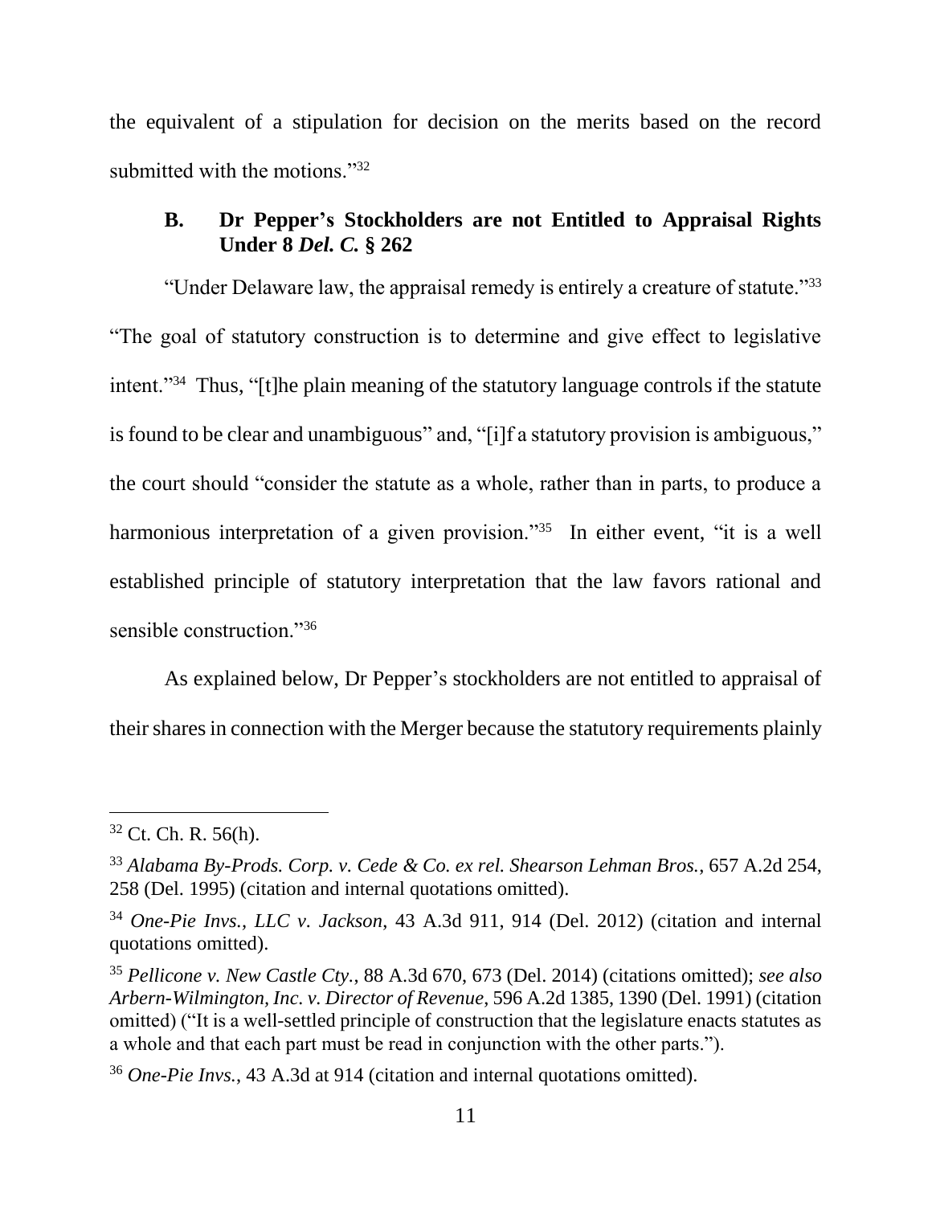the equivalent of a stipulation for decision on the merits based on the record submitted with the motions."[32]

### B. Dr Pepper's Stockholders are not Entitled to Appraisal Rights Under 8 *Del. C.* § 262

"Under Delaware law, the appraisal remedy is entirely a creature of statute."[33] "The goal of statutory construction is to determine and give effect to legislative intent."[34] Thus, "[t]he plain meaning of the statutory language controls if the statute is found to be clear and unambiguous" and, "[i]f a statutory provision is ambiguous," the court should "consider the statute as a whole, rather than in parts, to produce a harmonious interpretation of a given provision."[35] In either event, "it is a well established principle of statutory interpretation that the law favors rational and sensible construction."[36]

As explained below, Dr Pepper's stockholders are not entitled to appraisal of their shares in connection with the Merger because the statutory requirements plainly

---

[32] Ct. Ch. R. 56(h).

[33] *Alabama By-Prods. Corp. v. Cede & Co. ex rel. Shearson Lehman Bros.*, 657 A.2d 254, 258 (Del. 1995) (citation and internal quotations omitted).

[34] *One-Pie Invs., LLC v. Jackson*, 43 A.3d 911, 914 (Del. 2012) (citation and internal quotations omitted).

[35] *Pellicone v. New Castle Cty.*, 88 A.3d 670, 673 (Del. 2014) (citations omitted); *see also Arbern-Wilmington, Inc. v. Director of Revenue*, 596 A.2d 1385, 1390 (Del. 1991) (citation omitted) ("It is a well-settled principle of construction that the legislature enacts statutes as a whole and that each part must be read in conjunction with the other parts.").

[36] *One-Pie Invs.*, 43 A.3d at 914 (citation and internal quotations omitted).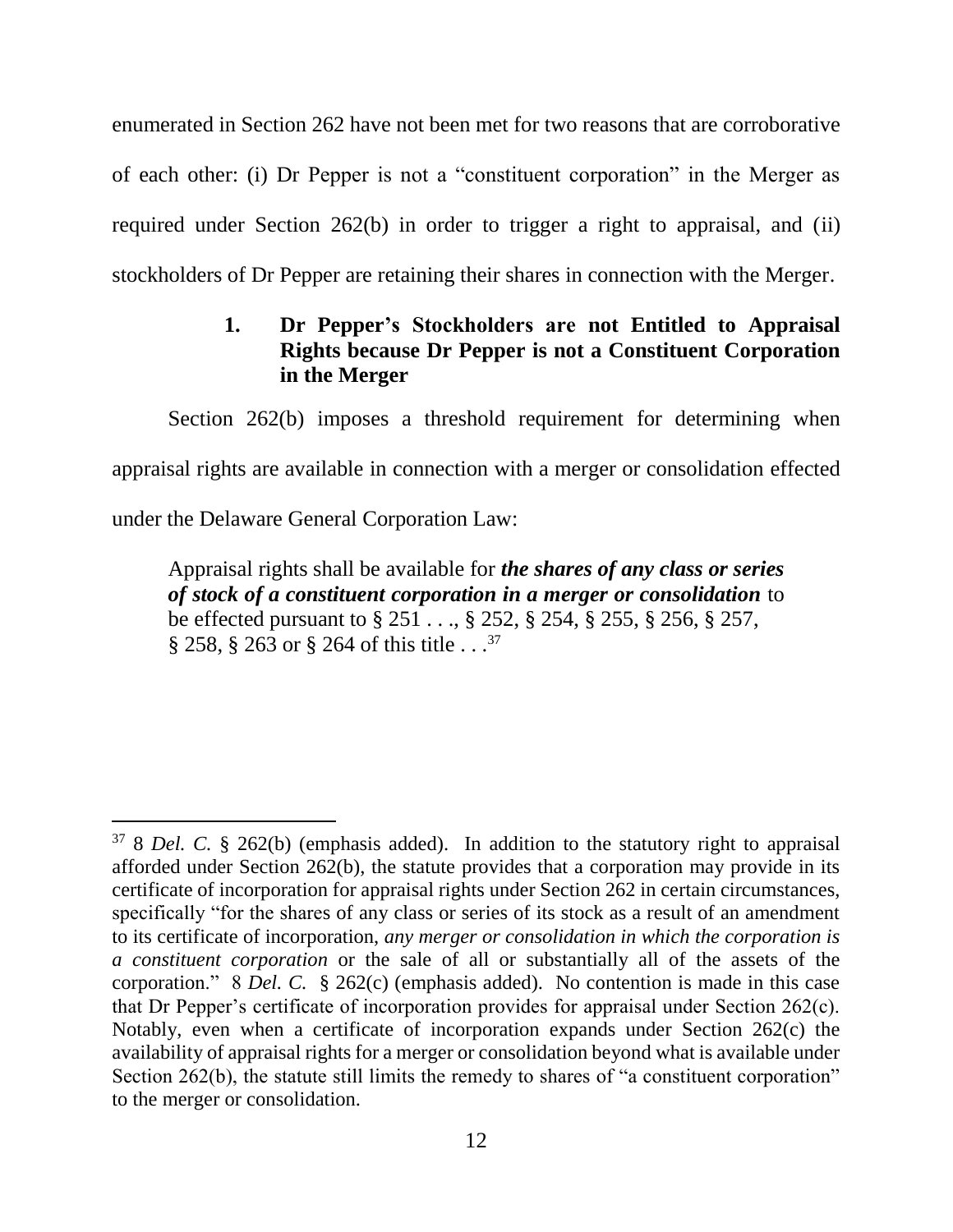enumerated in Section 262 have not been met for two reasons that are corroborative of each other: (i) Dr Pepper is not a "constituent corporation" in the Merger as required under Section 262(b) in order to trigger a right to appraisal, and (ii) stockholders of Dr Pepper are retaining their shares in connection with the Merger.

### 1. Dr Pepper's Stockholders are not Entitled to Appraisal Rights because Dr Pepper is not a Constituent Corporation in the Merger

Section 262(b) imposes a threshold requirement for determining when appraisal rights are available in connection with a merger or consolidation effected under the Delaware General Corporation Law:

> Appraisal rights shall be available for ***the shares of any class or series of stock of a constituent corporation in a merger or consolidation*** to be effected pursuant to § 251 . . ., § 252, § 254, § 255, § 256, § 257, § 258, § 263 or § 264 of this title . . .[37]

---

[37] 8 *Del. C.* § 262(b) (emphasis added). In addition to the statutory right to appraisal afforded under Section 262(b), the statute provides that a corporation may provide in its certificate of incorporation for appraisal rights under Section 262 in certain circumstances, specifically "for the shares of any class or series of its stock as a result of an amendment to its certificate of incorporation, *any merger or consolidation in which the corporation is a constituent corporation* or the sale of all or substantially all of the assets of the corporation." 8 *Del. C.* § 262(c) (emphasis added). No contention is made in this case that Dr Pepper's certificate of incorporation provides for appraisal under Section 262(c). Notably, even when a certificate of incorporation expands under Section 262(c) the availability of appraisal rights for a merger or consolidation beyond what is available under Section 262(b), the statute still limits the remedy to shares of "a constituent corporation" to the merger or consolidation.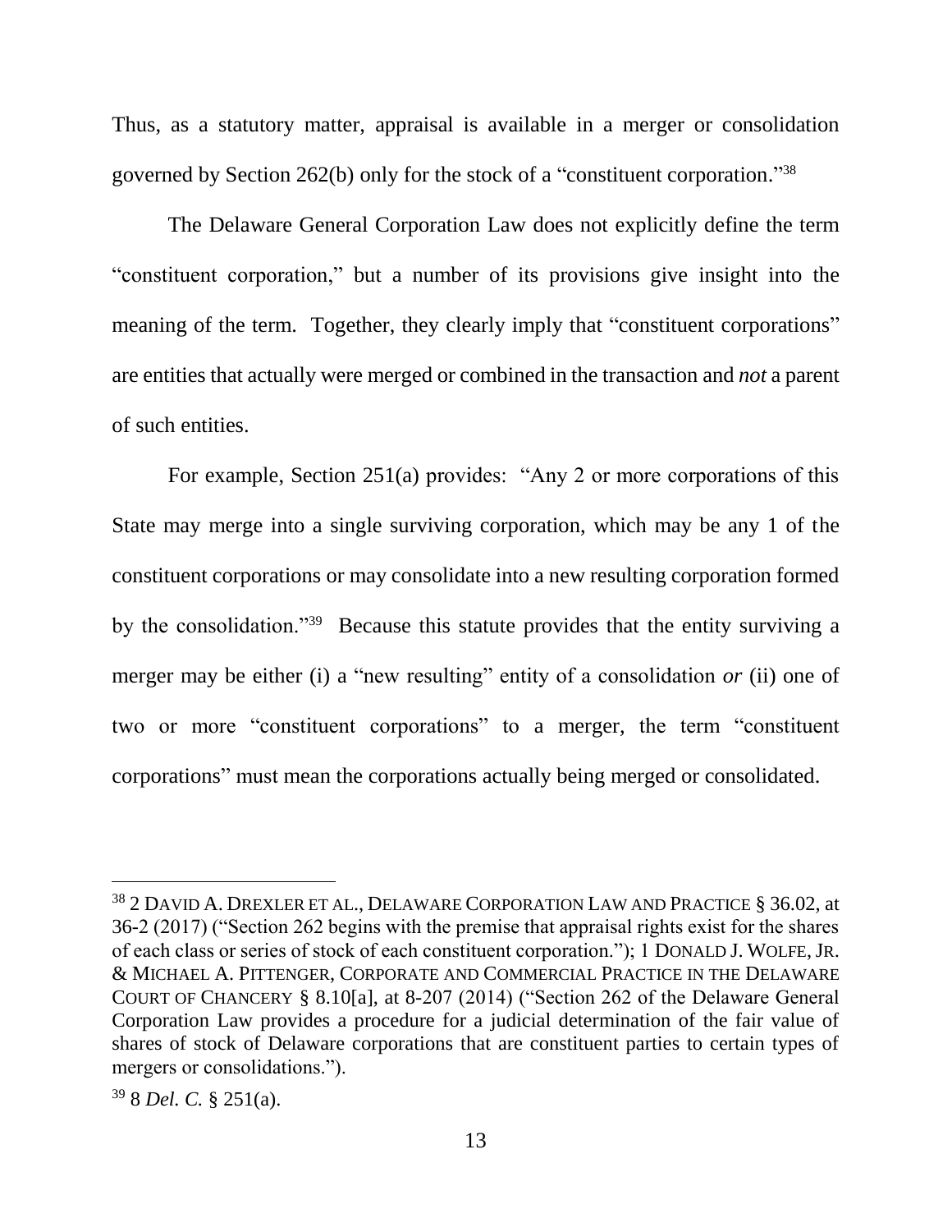Thus, as a statutory matter, appraisal is available in a merger or consolidation governed by Section 262(b) only for the stock of a "constituent corporation."[38]

The Delaware General Corporation Law does not explicitly define the term "constituent corporation," but a number of its provisions give insight into the meaning of the term. Together, they clearly imply that "constituent corporations" are entities that actually were merged or combined in the transaction and *not* a parent of such entities.

For example, Section 251(a) provides: "Any 2 or more corporations of this State may merge into a single surviving corporation, which may be any 1 of the constituent corporations or may consolidate into a new resulting corporation formed by the consolidation."[39] Because this statute provides that the entity surviving a merger may be either (i) a "new resulting" entity of a consolidation *or* (ii) one of two or more "constituent corporations" to a merger, the term "constituent corporations" must mean the corporations actually being merged or consolidated.

---

[38] 2 David A. Drexler et al., Delaware Corporation Law and Practice § 36.02, at 36-2 (2017) ("Section 262 begins with the premise that appraisal rights exist for the shares of each class or series of stock of each constituent corporation."); 1 Donald J. Wolfe, Jr. & Michael A. Pittenger, Corporate and Commercial Practice in the Delaware Court of Chancery § 8.10[a], at 8-207 (2014) ("Section 262 of the Delaware General Corporation Law provides a procedure for a judicial determination of the fair value of shares of stock of Delaware corporations that are constituent parties to certain types of mergers or consolidations.").

[39] 8 *Del. C.* § 251(a).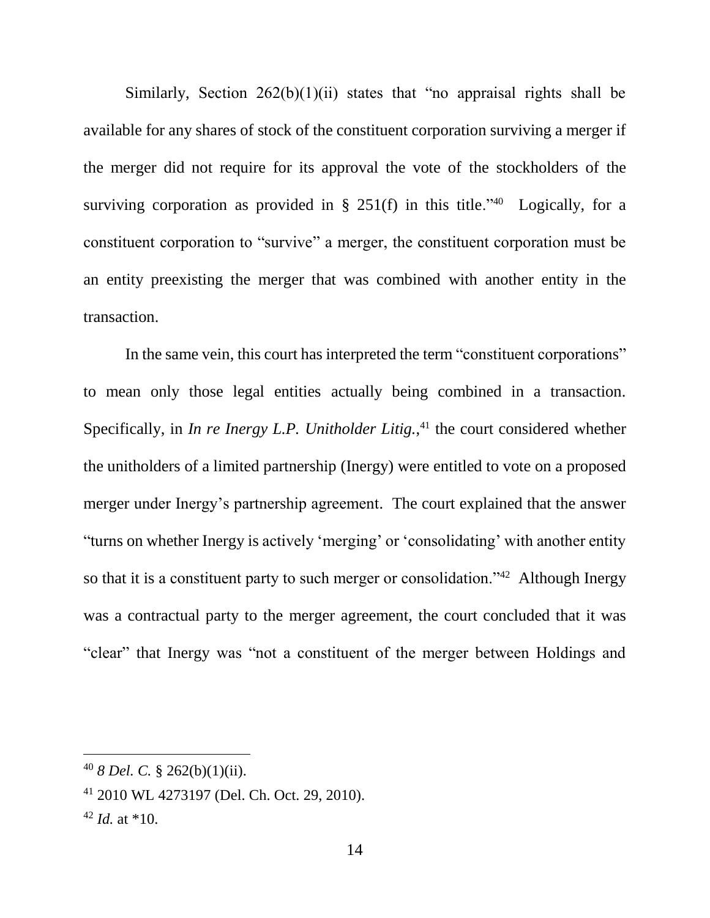Similarly, Section 262(b)(1)(ii) states that "no appraisal rights shall be available for any shares of stock of the constituent corporation surviving a merger if the merger did not require for its approval the vote of the stockholders of the surviving corporation as provided in § 251(f) in this title."[40] Logically, for a constituent corporation to "survive" a merger, the constituent corporation must be an entity preexisting the merger that was combined with another entity in the transaction.

In the same vein, this court has interpreted the term "constituent corporations" to mean only those legal entities actually being combined in a transaction. Specifically, in *In re Inergy L.P. Unitholder Litig.*,[41] the court considered whether the unitholders of a limited partnership (Inergy) were entitled to vote on a proposed merger under Inergy's partnership agreement. The court explained that the answer "turns on whether Inergy is actively 'merging' or 'consolidating' with another entity so that it is a constituent party to such merger or consolidation."[42] Although Inergy was a contractual party to the merger agreement, the court concluded that it was "clear" that Inergy was "not a constituent of the merger between Holdings and

---

[40] *8 Del. C.* § 262(b)(1)(ii).

[41] 2010 WL 4273197 (Del. Ch. Oct. 29, 2010).

[42] *Id.* at *10.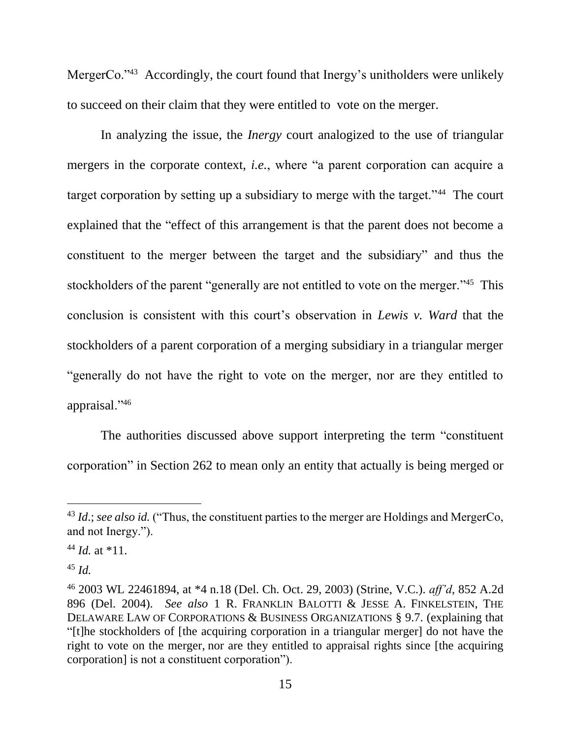MergerCo."[43] Accordingly, the court found that Inergy's unitholders were unlikely to succeed on their claim that they were entitled to vote on the merger.

In analyzing the issue, the *Inergy* court analogized to the use of triangular mergers in the corporate context, *i.e.*, where "a parent corporation can acquire a target corporation by setting up a subsidiary to merge with the target."[44] The court explained that the "effect of this arrangement is that the parent does not become a constituent to the merger between the target and the subsidiary" and thus the stockholders of the parent "generally are not entitled to vote on the merger."[45] This conclusion is consistent with this court's observation in *Lewis v. Ward* that the stockholders of a parent corporation of a merging subsidiary in a triangular merger "generally do not have the right to vote on the merger, nor are they entitled to appraisal."[46]

The authorities discussed above support interpreting the term "constituent corporation" in Section 262 to mean only an entity that actually is being merged or

---

[43] *Id.*; *see also id.* ("Thus, the constituent parties to the merger are Holdings and MergerCo, and not Inergy.").

[44] *Id.* at *11.

[45] *Id.*

[46] 2003 WL 22461894, at *4 n.18 (Del. Ch. Oct. 29, 2003) (Strine, V.C.). *aff'd*, 852 A.2d 896 (Del. 2004). *See also* 1 R. FRANKLIN BALOTTI & JESSE A. FINKELSTEIN, THE DELAWARE LAW OF CORPORATIONS & BUSINESS ORGANIZATIONS § 9.7. (explaining that "[t]he stockholders of [the acquiring corporation in a triangular merger] do not have the right to vote on the merger, nor are they entitled to appraisal rights since [the acquiring corporation] is not a constituent corporation").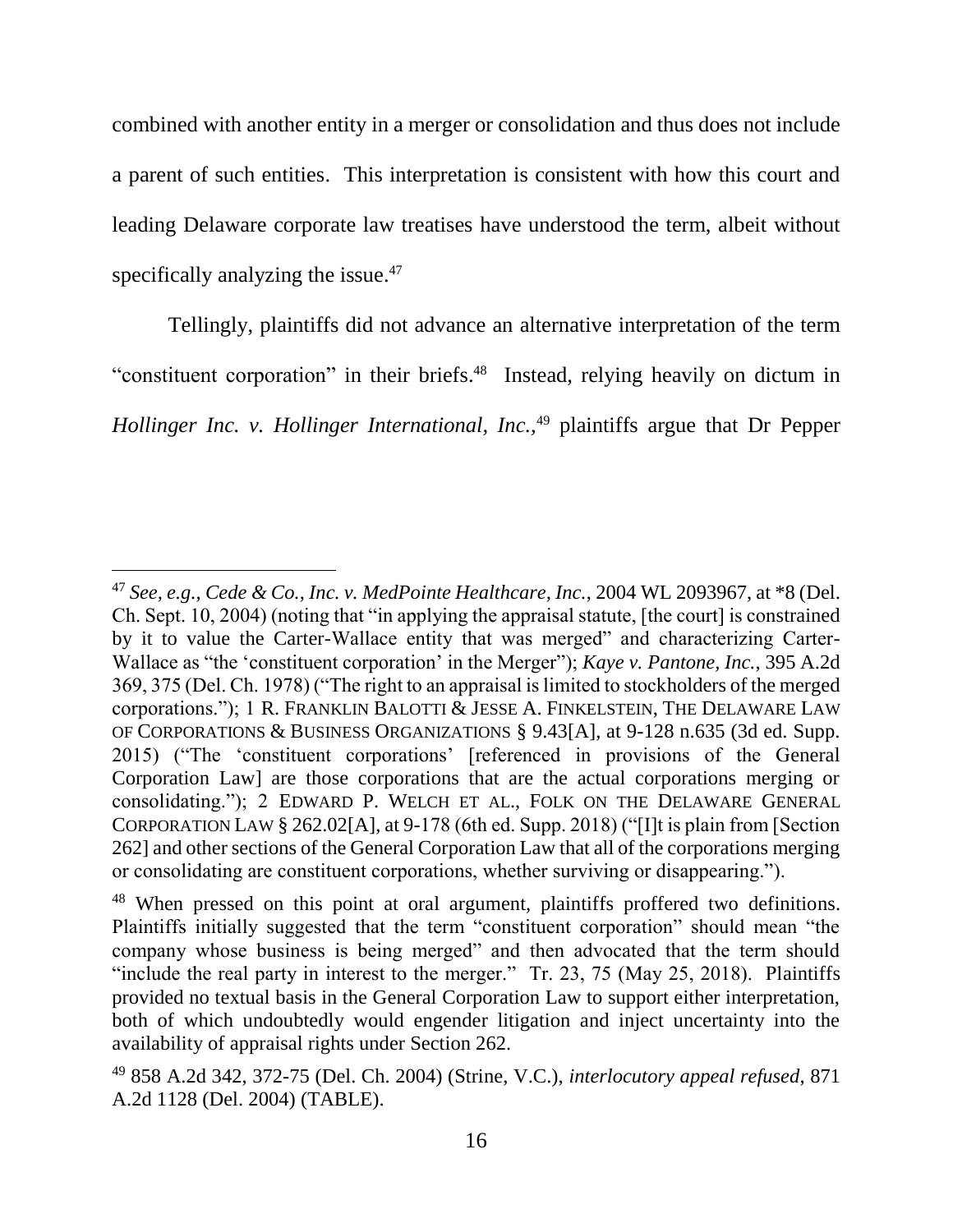combined with another entity in a merger or consolidation and thus does not include a parent of such entities. This interpretation is consistent with how this court and leading Delaware corporate law treatises have understood the term, albeit without specifically analyzing the issue.[47]

Tellingly, plaintiffs did not advance an alternative interpretation of the term "constituent corporation" in their briefs.[48] Instead, relying heavily on dictum in *Hollinger Inc. v. Hollinger International, Inc.*,[49] plaintiffs argue that Dr Pepper

---

[47] *See, e.g.*, *Cede & Co., Inc. v. MedPointe Healthcare, Inc.*, 2004 WL 2093967, at *8 (Del. Ch. Sept. 10, 2004) (noting that "in applying the appraisal statute, [the court] is constrained by it to value the Carter-Wallace entity that was merged" and characterizing Carter-Wallace as "the 'constituent corporation' in the Merger"); *Kaye v. Pantone, Inc.*, 395 A.2d 369, 375 (Del. Ch. 1978) ("The right to an appraisal is limited to stockholders of the merged corporations."); 1 R. FRANKLIN BALOTTI & JESSE A. FINKELSTEIN, THE DELAWARE LAW OF CORPORATIONS & BUSINESS ORGANIZATIONS § 9.43[A], at 9-128 n.635 (3d ed. Supp. 2015) ("The 'constituent corporations' [referenced in provisions of the General Corporation Law] are those corporations that are the actual corporations merging or consolidating."); 2 EDWARD P. WELCH ET AL., FOLK ON THE DELAWARE GENERAL CORPORATION LAW § 262.02[A], at 9-178 (6th ed. Supp. 2018) ("[I]t is plain from [Section 262] and other sections of the General Corporation Law that all of the corporations merging or consolidating are constituent corporations, whether surviving or disappearing.").

[48] When pressed on this point at oral argument, plaintiffs proffered two definitions. Plaintiffs initially suggested that the term "constituent corporation" should mean "the company whose business is being merged" and then advocated that the term should "include the real party in interest to the merger." Tr. 23, 75 (May 25, 2018). Plaintiffs provided no textual basis in the General Corporation Law to support either interpretation, both of which undoubtedly would engender litigation and inject uncertainty into the availability of appraisal rights under Section 262.

[49] 858 A.2d 342, 372-75 (Del. Ch. 2004) (Strine, V.C.), *interlocutory appeal refused*, 871 A.2d 1128 (Del. 2004) (TABLE).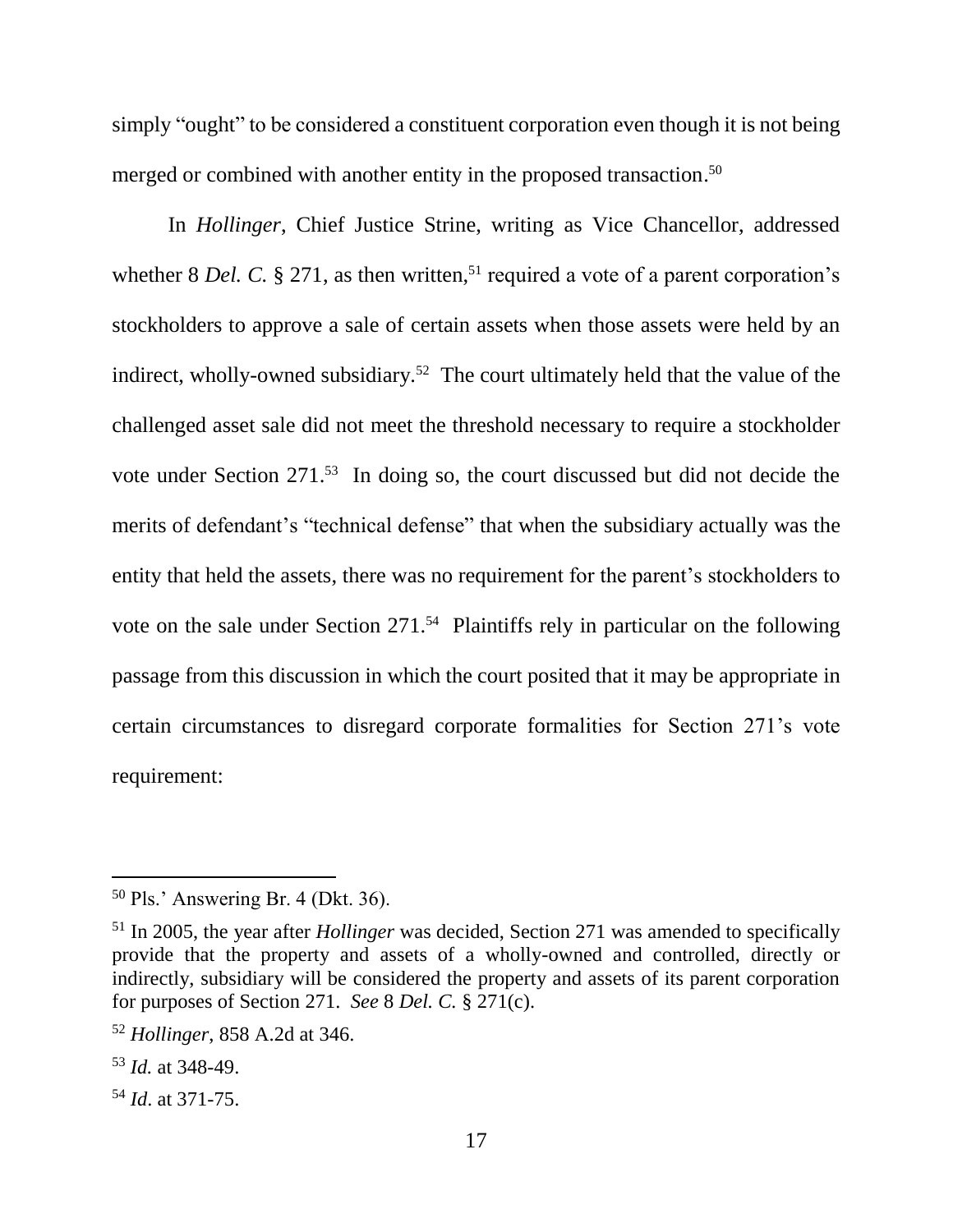simply "ought" to be considered a constituent corporation even though it is not being merged or combined with another entity in the proposed transaction.[50]

In *Hollinger*, Chief Justice Strine, writing as Vice Chancellor, addressed whether 8 *Del. C.* § 271, as then written,[51] required a vote of a parent corporation's stockholders to approve a sale of certain assets when those assets were held by an indirect, wholly-owned subsidiary.[52] The court ultimately held that the value of the challenged asset sale did not meet the threshold necessary to require a stockholder vote under Section 271.[53] In doing so, the court discussed but did not decide the merits of defendant's "technical defense" that when the subsidiary actually was the entity that held the assets, there was no requirement for the parent's stockholders to vote on the sale under Section 271.[54] Plaintiffs rely in particular on the following passage from this discussion in which the court posited that it may be appropriate in certain circumstances to disregard corporate formalities for Section 271's vote requirement:

---

[50] Pls.' Answering Br. 4 (Dkt. 36).

[51] In 2005, the year after *Hollinger* was decided, Section 271 was amended to specifically provide that the property and assets of a wholly-owned and controlled, directly or indirectly, subsidiary will be considered the property and assets of its parent corporation for purposes of Section 271. *See* 8 *Del. C.* § 271(c).

[52] *Hollinger*, 858 A.2d at 346.

[53] *Id.* at 348-49.

[54] *Id*. at 371-75.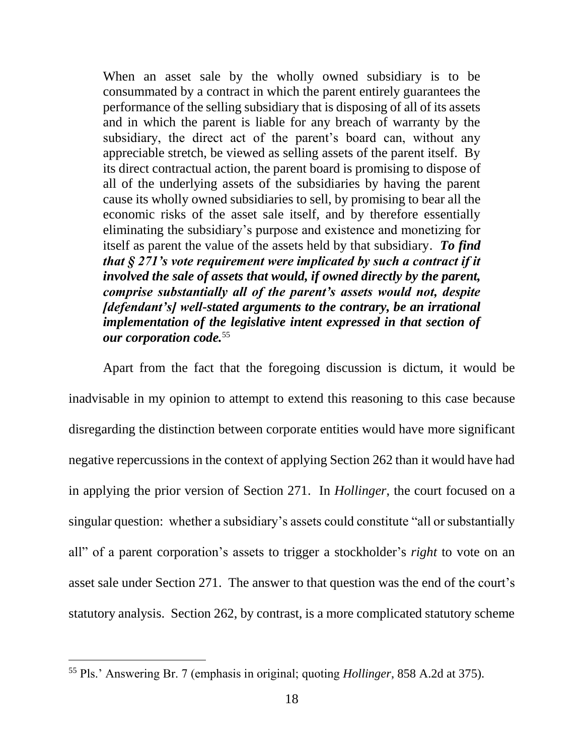> When an asset sale by the wholly owned subsidiary is to be consummated by a contract in which the parent entirely guarantees the performance of the selling subsidiary that is disposing of all of its assets and in which the parent is liable for any breach of warranty by the subsidiary, the direct act of the parent's board can, without any appreciable stretch, be viewed as selling assets of the parent itself. By its direct contractual action, the parent board is promising to dispose of all of the underlying assets of the subsidiaries by having the parent cause its wholly owned subsidiaries to sell, by promising to bear all the economic risks of the asset sale itself, and by therefore essentially eliminating the subsidiary's purpose and existence and monetizing for itself as parent the value of the assets held by that subsidiary. ***To find that § 271's vote requirement were implicated by such a contract if it involved the sale of assets that would, if owned directly by the parent, comprise substantially all of the parent's assets would not, despite [defendant's] well-stated arguments to the contrary, be an irrational implementation of the legislative intent expressed in that section of our corporation code.***[55]

Apart from the fact that the foregoing discussion is dictum, it would be inadvisable in my opinion to attempt to extend this reasoning to this case because disregarding the distinction between corporate entities would have more significant negative repercussions in the context of applying Section 262 than it would have had in applying the prior version of Section 271. In *Hollinger*, the court focused on a singular question: whether a subsidiary's assets could constitute "all or substantially all" of a parent corporation's assets to trigger a stockholder's *right* to vote on an asset sale under Section 271. The answer to that question was the end of the court's statutory analysis. Section 262, by contrast, is a more complicated statutory scheme

---

[55] Pls.' Answering Br. 7 (emphasis in original; quoting *Hollinger*, 858 A.2d at 375).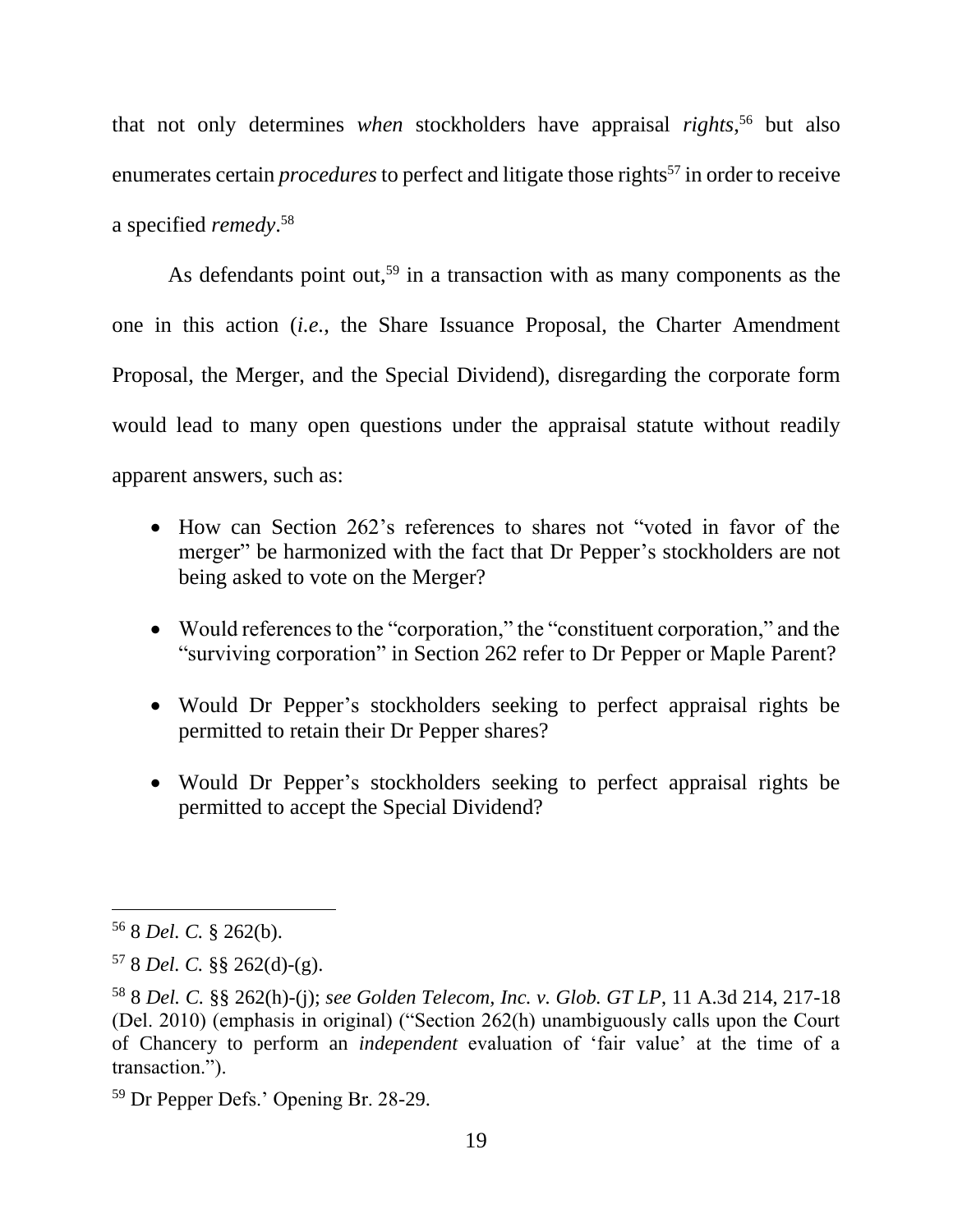that not only determines *when* stockholders have appraisal *rights*,[56] but also enumerates certain *procedures* to perfect and litigate those rights[57] in order to receive a specified *remedy*.[58]

As defendants point out,[59] in a transaction with as many components as the one in this action (*i.e.*, the Share Issuance Proposal, the Charter Amendment Proposal, the Merger, and the Special Dividend), disregarding the corporate form would lead to many open questions under the appraisal statute without readily apparent answers, such as:

- How can Section 262's references to shares not "voted in favor of the merger" be harmonized with the fact that Dr Pepper's stockholders are not being asked to vote on the Merger?
- Would references to the "corporation," the "constituent corporation," and the "surviving corporation" in Section 262 refer to Dr Pepper or Maple Parent?
- Would Dr Pepper's stockholders seeking to perfect appraisal rights be permitted to retain their Dr Pepper shares?
- Would Dr Pepper's stockholders seeking to perfect appraisal rights be permitted to accept the Special Dividend?

---

[56] 8 *Del. C.* § 262(b).

[57] 8 *Del. C.* §§ 262(d)-(g).

[58] 8 *Del. C.* §§ 262(h)-(j); *see Golden Telecom, Inc. v. Glob. GT LP*, 11 A.3d 214, 217-18 (Del. 2010) (emphasis in original) ("Section 262(h) unambiguously calls upon the Court of Chancery to perform an *independent* evaluation of 'fair value' at the time of a transaction.").

[59] Dr Pepper Defs.' Opening Br. 28-29.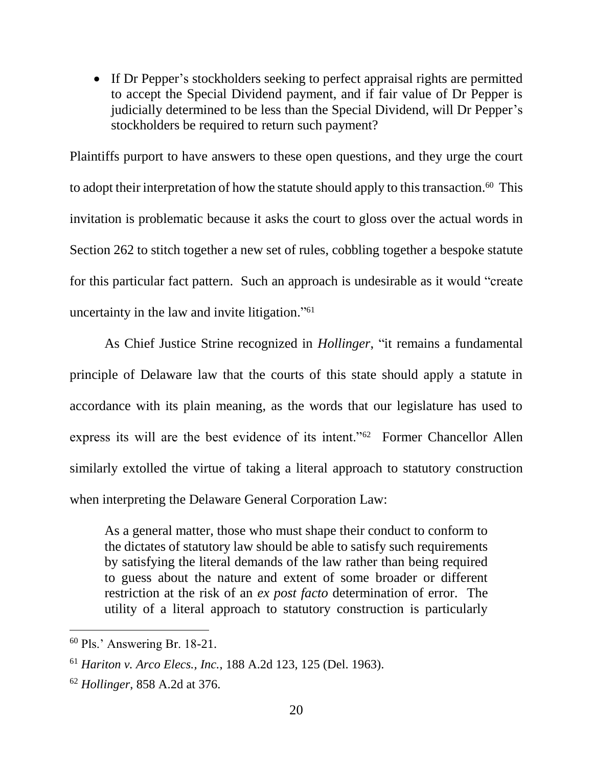- If Dr Pepper's stockholders seeking to perfect appraisal rights are permitted to accept the Special Dividend payment, and if fair value of Dr Pepper is judicially determined to be less than the Special Dividend, will Dr Pepper's stockholders be required to return such payment?

Plaintiffs purport to have answers to these open questions, and they urge the court to adopt their interpretation of how the statute should apply to this transaction.[60] This invitation is problematic because it asks the court to gloss over the actual words in Section 262 to stitch together a new set of rules, cobbling together a bespoke statute for this particular fact pattern. Such an approach is undesirable as it would "create uncertainty in the law and invite litigation."[61]

As Chief Justice Strine recognized in *Hollinger*, "it remains a fundamental principle of Delaware law that the courts of this state should apply a statute in accordance with its plain meaning, as the words that our legislature has used to express its will are the best evidence of its intent."[62] Former Chancellor Allen similarly extolled the virtue of taking a literal approach to statutory construction when interpreting the Delaware General Corporation Law:

> As a general matter, those who must shape their conduct to conform to the dictates of statutory law should be able to satisfy such requirements by satisfying the literal demands of the law rather than being required to guess about the nature and extent of some broader or different restriction at the risk of an *ex post facto* determination of error. The utility of a literal approach to statutory construction is particularly

---

[60] Pls.' Answering Br. 18-21.

[61] *Hariton v. Arco Elecs., Inc.*, 188 A.2d 123, 125 (Del. 1963).

[62] *Hollinger*, 858 A.2d at 376.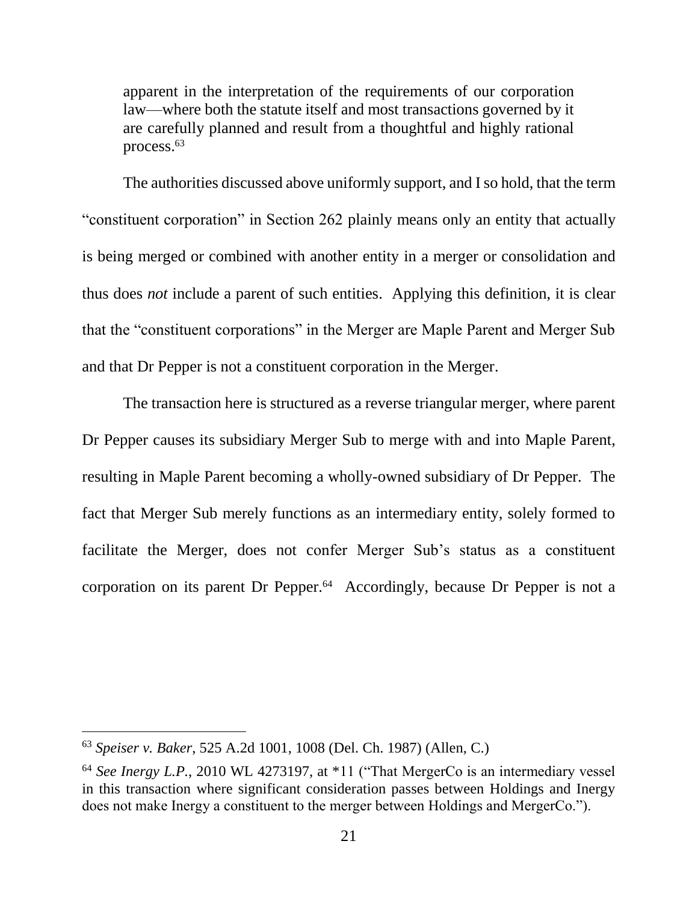> apparent in the interpretation of the requirements of our corporation law—where both the statute itself and most transactions governed by it are carefully planned and result from a thoughtful and highly rational process.[63]

The authorities discussed above uniformly support, and I so hold, that the term "constituent corporation" in Section 262 plainly means only an entity that actually is being merged or combined with another entity in a merger or consolidation and thus does *not* include a parent of such entities. Applying this definition, it is clear that the "constituent corporations" in the Merger are Maple Parent and Merger Sub and that Dr Pepper is not a constituent corporation in the Merger.

The transaction here is structured as a reverse triangular merger, where parent Dr Pepper causes its subsidiary Merger Sub to merge with and into Maple Parent, resulting in Maple Parent becoming a wholly-owned subsidiary of Dr Pepper. The fact that Merger Sub merely functions as an intermediary entity, solely formed to facilitate the Merger, does not confer Merger Sub's status as a constituent corporation on its parent Dr Pepper.[64] Accordingly, because Dr Pepper is not a

---

[63] *Speiser v. Baker*, 525 A.2d 1001, 1008 (Del. Ch. 1987) (Allen, C.)

[64] *See Inergy L.P.*, 2010 WL 4273197, at *11 ("That MergerCo is an intermediary vessel in this transaction where significant consideration passes between Holdings and Inergy does not make Inergy a constituent to the merger between Holdings and MergerCo.").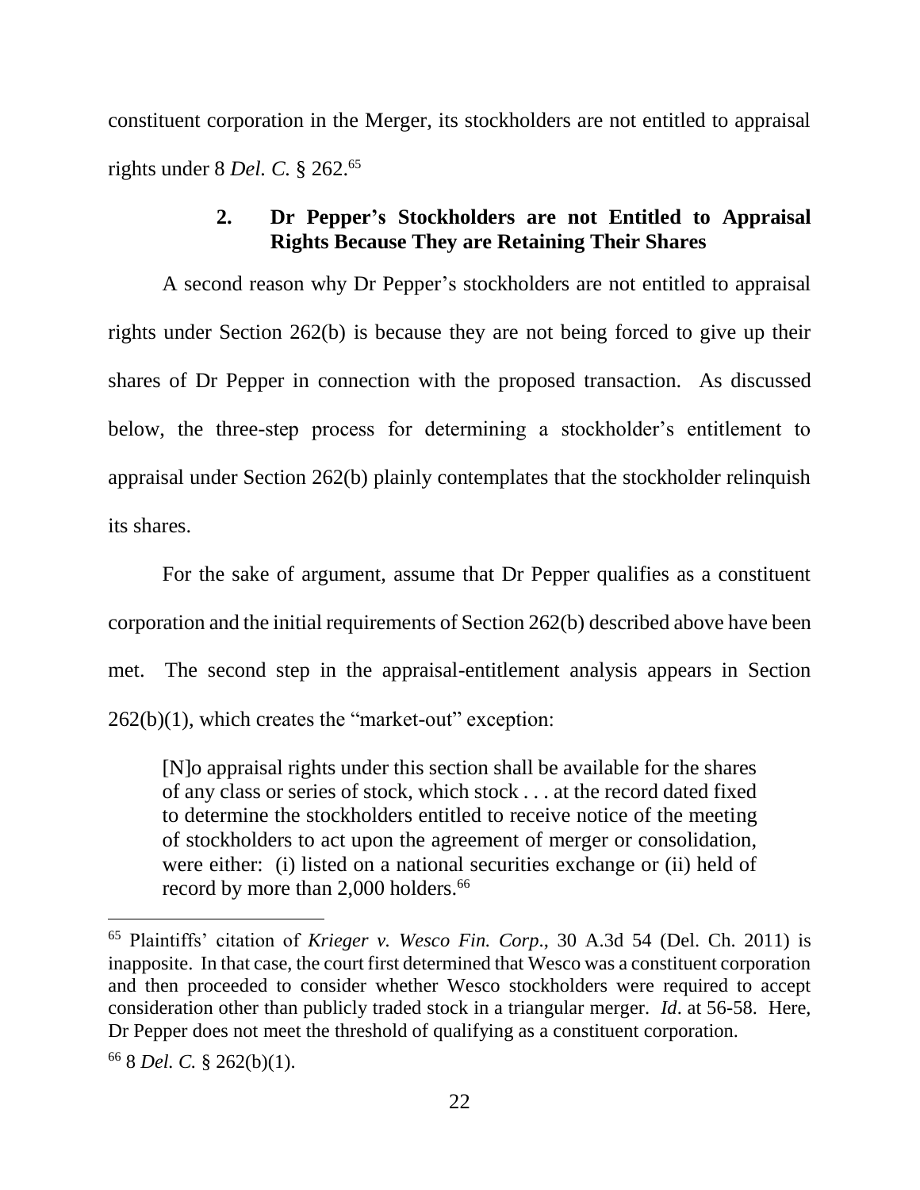constituent corporation in the Merger, its stockholders are not entitled to appraisal rights under 8 *Del. C.* § 262.[65]

### 2. Dr Pepper's Stockholders are not Entitled to Appraisal Rights Because They are Retaining Their Shares

A second reason why Dr Pepper's stockholders are not entitled to appraisal rights under Section 262(b) is because they are not being forced to give up their shares of Dr Pepper in connection with the proposed transaction. As discussed below, the three-step process for determining a stockholder's entitlement to appraisal under Section 262(b) plainly contemplates that the stockholder relinquish its shares.

For the sake of argument, assume that Dr Pepper qualifies as a constituent corporation and the initial requirements of Section 262(b) described above have been met. The second step in the appraisal-entitlement analysis appears in Section 262(b)(1), which creates the "market-out" exception:

> [N]o appraisal rights under this section shall be available for the shares of any class or series of stock, which stock . . . at the record dated fixed to determine the stockholders entitled to receive notice of the meeting of stockholders to act upon the agreement of merger or consolidation, were either: (i) listed on a national securities exchange or (ii) held of record by more than 2,000 holders.[66]

---

[65] Plaintiffs' citation of *Krieger v. Wesco Fin. Corp.*, 30 A.3d 54 (Del. Ch. 2011) is inapposite. In that case, the court first determined that Wesco was a constituent corporation and then proceeded to consider whether Wesco stockholders were required to accept consideration other than publicly traded stock in a triangular merger. *Id*. at 56-58. Here, Dr Pepper does not meet the threshold of qualifying as a constituent corporation.

[66] 8 *Del. C.* § 262(b)(1).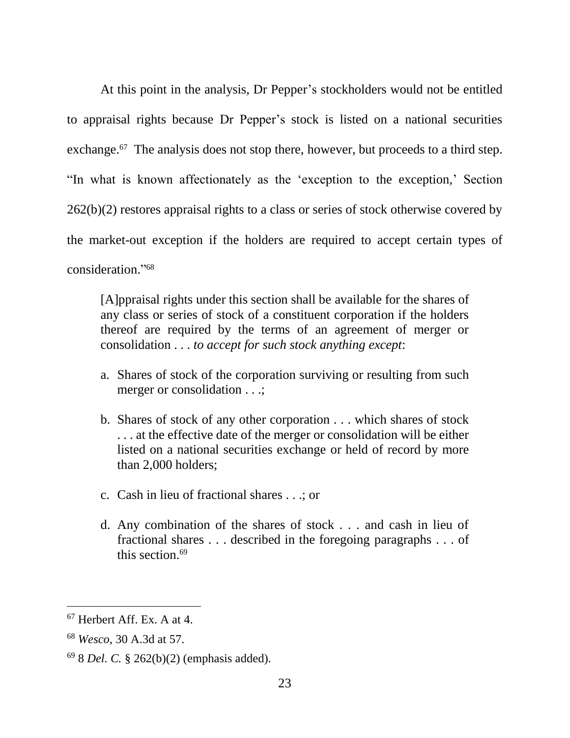At this point in the analysis, Dr Pepper's stockholders would not be entitled to appraisal rights because Dr Pepper's stock is listed on a national securities exchange.[67] The analysis does not stop there, however, but proceeds to a third step. "In what is known affectionately as the 'exception to the exception,' Section 262(b)(2) restores appraisal rights to a class or series of stock otherwise covered by the market-out exception if the holders are required to accept certain types of consideration."[68]

> [A]ppraisal rights under this section shall be available for the shares of any class or series of stock of a constituent corporation if the holders thereof are required by the terms of an agreement of merger or consolidation . . . *to accept for such stock anything except*:
>
> a. Shares of stock of the corporation surviving or resulting from such merger or consolidation . . .;
>
> b. Shares of stock of any other corporation . . . which shares of stock . . . at the effective date of the merger or consolidation will be either listed on a national securities exchange or held of record by more than 2,000 holders;
>
> c. Cash in lieu of fractional shares . . .; or
>
> d. Any combination of the shares of stock . . . and cash in lieu of fractional shares . . . described in the foregoing paragraphs . . . of this section.[69]

---

[67] Herbert Aff. Ex. A at 4.

[68] *Wesco*, 30 A.3d at 57.

[69] 8 *Del. C.* § 262(b)(2) (emphasis added).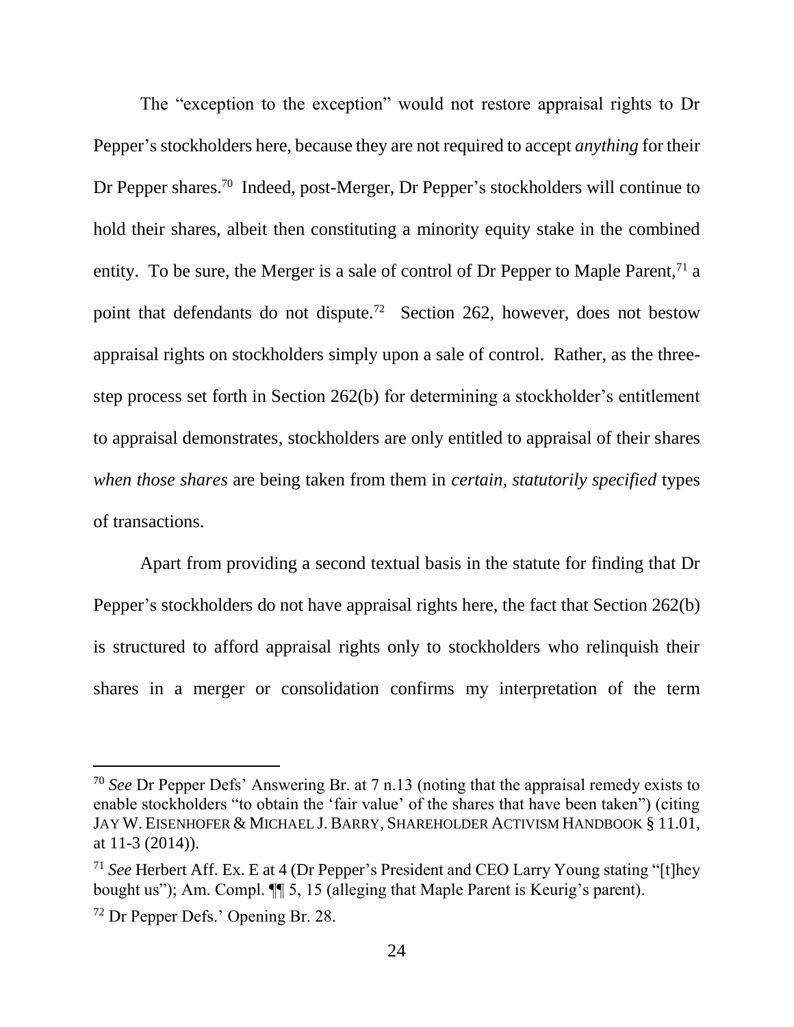The "exception to the exception" would not restore appraisal rights to Dr Pepper's stockholders here, because they are not required to accept *anything* for their Dr Pepper shares.[70] Indeed, post-Merger, Dr Pepper's stockholders will continue to hold their shares, albeit then constituting a minority equity stake in the combined entity. To be sure, the Merger is a sale of control of Dr Pepper to Maple Parent,[71] a point that defendants do not dispute.[72] Section 262, however, does not bestow appraisal rights on stockholders simply upon a sale of control. Rather, as the three-step process set forth in Section 262(b) for determining a stockholder's entitlement to appraisal demonstrates, stockholders are only entitled to appraisal of their shares *when those shares* are being taken from them in *certain, statutorily specified* types of transactions.

Apart from providing a second textual basis in the statute for finding that Dr Pepper's stockholders do not have appraisal rights here, the fact that Section 262(b) is structured to afford appraisal rights only to stockholders who relinquish their shares in a merger or consolidation confirms my interpretation of the term

---

[70] *See* Dr Pepper Defs' Answering Br. at 7 n.13 (noting that the appraisal remedy exists to enable stockholders "to obtain the 'fair value' of the shares that have been taken") (citing JAY W. EISENHOFER & MICHAEL J. BARRY, SHAREHOLDER ACTIVISM HANDBOOK § 11.01, at 11-3 (2014)).

[71] *See* Herbert Aff. Ex. E at 4 (Dr Pepper's President and CEO Larry Young stating "[t]hey bought us"); Am. Compl. ¶¶ 5, 15 (alleging that Maple Parent is Keurig's parent).

[72] Dr Pepper Defs.' Opening Br. 28.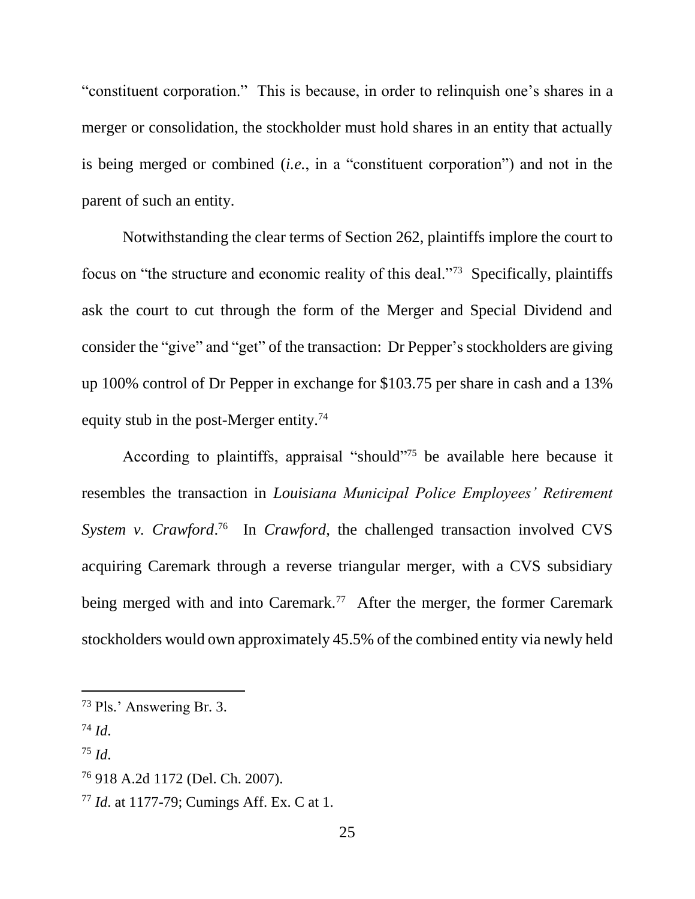"constituent corporation." This is because, in order to relinquish one's shares in a merger or consolidation, the stockholder must hold shares in an entity that actually is being merged or combined (*i.e.*, in a "constituent corporation") and not in the parent of such an entity.

Notwithstanding the clear terms of Section 262, plaintiffs implore the court to focus on "the structure and economic reality of this deal."[73] Specifically, plaintiffs ask the court to cut through the form of the Merger and Special Dividend and consider the "give" and "get" of the transaction: Dr Pepper's stockholders are giving up 100% control of Dr Pepper in exchange for $103.75 per share in cash and a 13% equity stub in the post-Merger entity.[74]

According to plaintiffs, appraisal "should"[75] be available here because it resembles the transaction in *Louisiana Municipal Police Employees' Retirement System v. Crawford*.[76] In *Crawford*, the challenged transaction involved CVS acquiring Caremark through a reverse triangular merger, with a CVS subsidiary being merged with and into Caremark.[77] After the merger, the former Caremark stockholders would own approximately 45.5% of the combined entity via newly held

---

[73] Pls.' Answering Br. 3.

[74] *Id*.

[75] *Id*.

[76] 918 A.2d 1172 (Del. Ch. 2007).

[77] *Id*. at 1177-79; Cumings Aff. Ex. C at 1.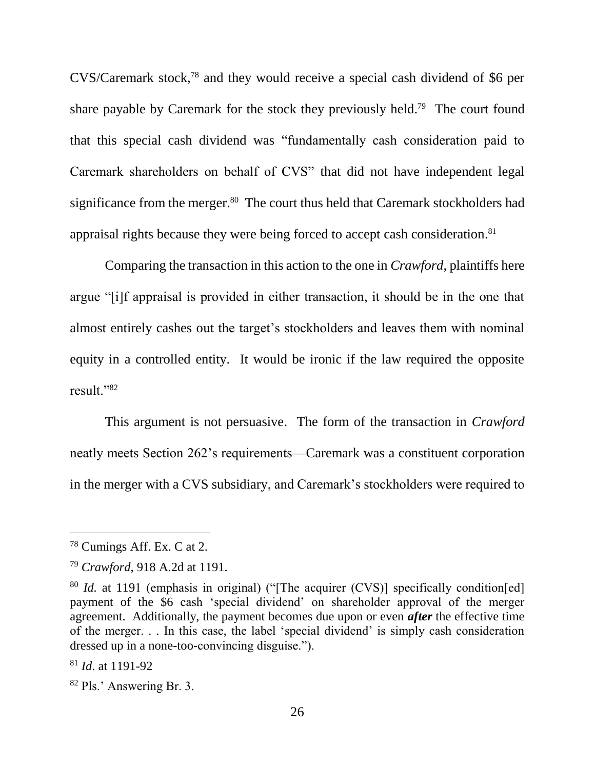CVS/Caremark stock,[78] and they would receive a special cash dividend of $6 per share payable by Caremark for the stock they previously held.[79] The court found that this special cash dividend was "fundamentally cash consideration paid to Caremark shareholders on behalf of CVS" that did not have independent legal significance from the merger.[80] The court thus held that Caremark stockholders had appraisal rights because they were being forced to accept cash consideration.[81]

Comparing the transaction in this action to the one in *Crawford,* plaintiffs here argue "[i]f appraisal is provided in either transaction, it should be in the one that almost entirely cashes out the target's stockholders and leaves them with nominal equity in a controlled entity. It would be ironic if the law required the opposite result."[82]

This argument is not persuasive. The form of the transaction in *Crawford* neatly meets Section 262's requirements—Caremark was a constituent corporation in the merger with a CVS subsidiary, and Caremark's stockholders were required to

---

[78] Cumings Aff. Ex. C at 2.

[79] *Crawford*, 918 A.2d at 1191.

[80] *Id.* at 1191 (emphasis in original) ("[The acquirer (CVS)] specifically condition[ed] payment of the $6 cash 'special dividend' on shareholder approval of the merger agreement. Additionally, the payment becomes due upon or even ***after*** the effective time of the merger. . . In this case, the label 'special dividend' is simply cash consideration dressed up in a none-too-convincing disguise.").

[81] *Id*. at 1191-92

[82] Pls.' Answering Br. 3.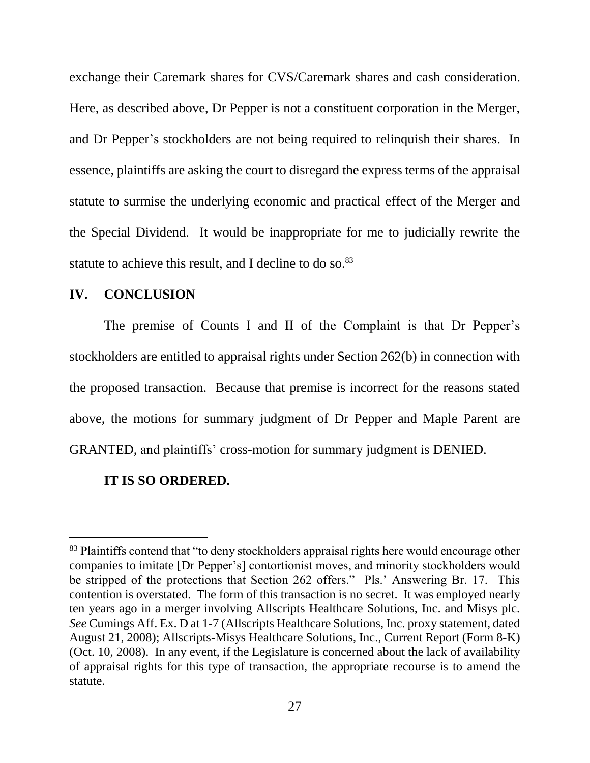exchange their Caremark shares for CVS/Caremark shares and cash consideration. Here, as described above, Dr Pepper is not a constituent corporation in the Merger, and Dr Pepper's stockholders are not being required to relinquish their shares. In essence, plaintiffs are asking the court to disregard the express terms of the appraisal statute to surmise the underlying economic and practical effect of the Merger and the Special Dividend. It would be inappropriate for me to judicially rewrite the statute to achieve this result, and I decline to do so.[83]

## IV. CONCLUSION

The premise of Counts I and II of the Complaint is that Dr Pepper's stockholders are entitled to appraisal rights under Section 262(b) in connection with the proposed transaction. Because that premise is incorrect for the reasons stated above, the motions for summary judgment of Dr Pepper and Maple Parent are GRANTED, and plaintiffs' cross-motion for summary judgment is DENIED.

**IT IS SO ORDERED.**

---

[83] Plaintiffs contend that "to deny stockholders appraisal rights here would encourage other companies to imitate [Dr Pepper's] contortionist moves, and minority stockholders would be stripped of the protections that Section 262 offers." Pls.' Answering Br. 17. This contention is overstated. The form of this transaction is no secret. It was employed nearly ten years ago in a merger involving Allscripts Healthcare Solutions, Inc. and Misys plc. *See* Cumings Aff. Ex. D at 1-7 (Allscripts Healthcare Solutions, Inc. proxy statement, dated August 21, 2008); Allscripts-Misys Healthcare Solutions, Inc., Current Report (Form 8-K) (Oct. 10, 2008). In any event, if the Legislature is concerned about the lack of availability of appraisal rights for this type of transaction, the appropriate recourse is to amend the statute.